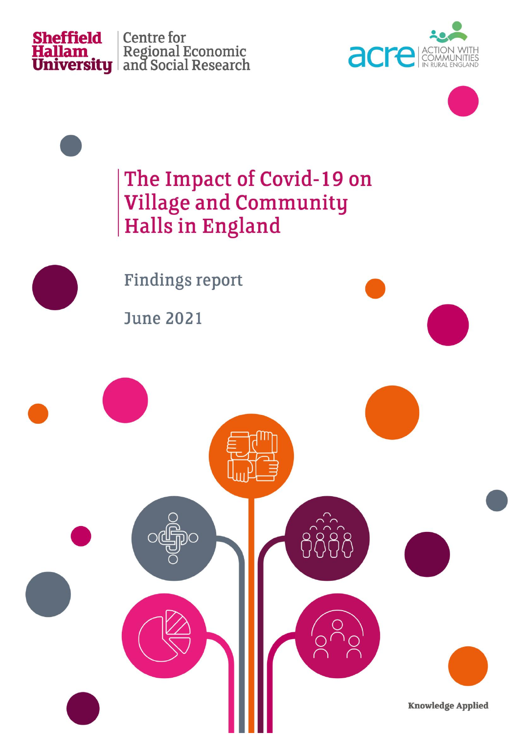Sheffield Hallam University | Centre for Regional Economic and Social Research

acre | ACTION WITH COMMUNITIES IN RURAL ENGLAND

# The Impact of Covid-19 on Village and Community Halls in England

Findings report

June 2021

Knowledge Applied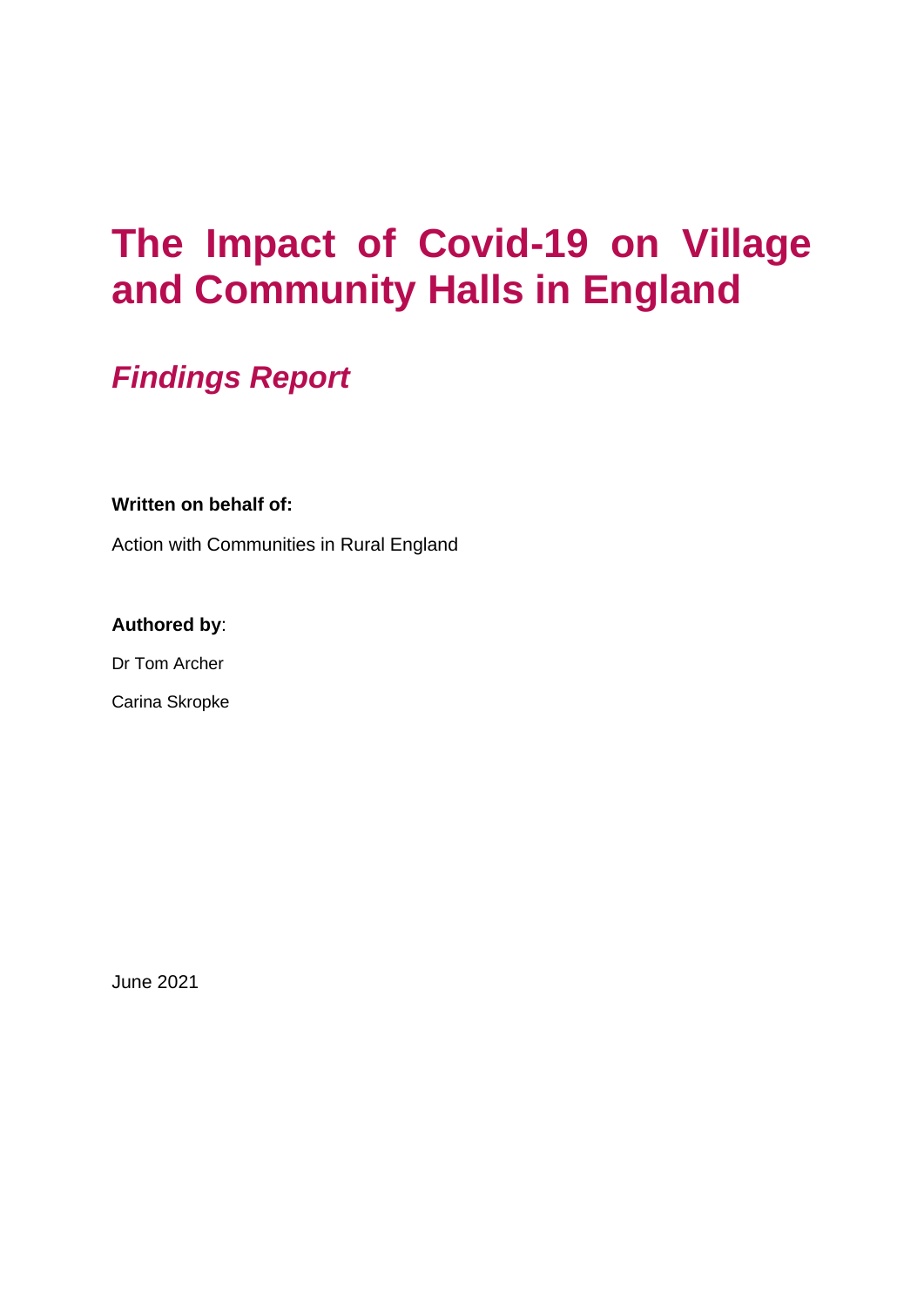# The Impact of Covid-19 on Village and Community Halls in England

## *Findings Report*

**Written on behalf of:**

Action with Communities in Rural England

**Authored by**:

Dr Tom Archer

Carina Skropke

June 2021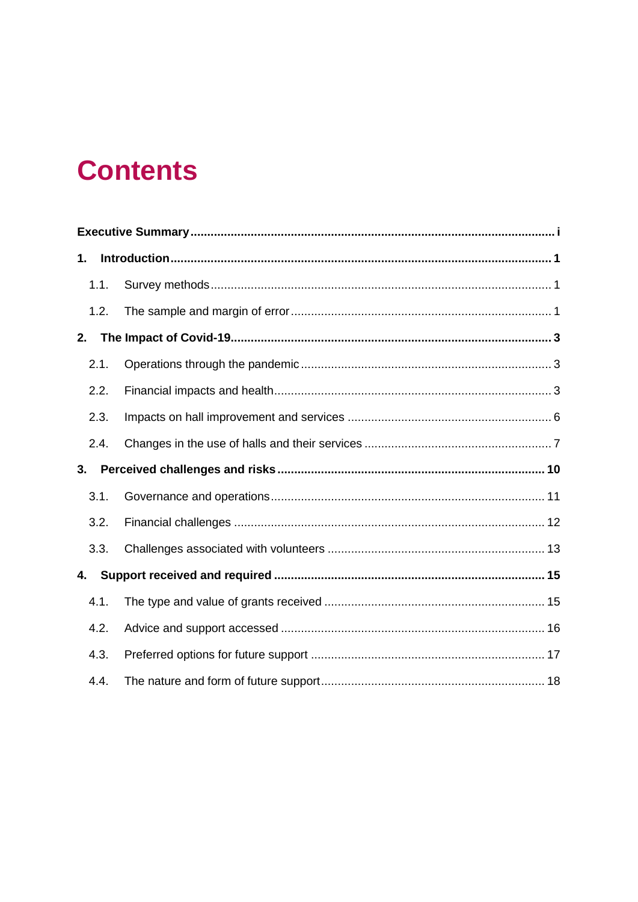# Contents

| | |
|---|---|
| **Executive Summary** | **i** |
| **1. Introduction** | **1** |
| 1.1. Survey methods | 1 |
| 1.2. The sample and margin of error | 1 |
| **2. The Impact of Covid-19** | **3** |
| 2.1. Operations through the pandemic | 3 |
| 2.2. Financial impacts and health | 3 |
| 2.3. Impacts on hall improvement and services | 6 |
| 2.4. Changes in the use of halls and their services | 7 |
| **3. Perceived challenges and risks** | **10** |
| 3.1. Governance and operations | 11 |
| 3.2. Financial challenges | 12 |
| 3.3. Challenges associated with volunteers | 13 |
| **4. Support received and required** | **15** |
| 4.1. The type and value of grants received | 15 |
| 4.2. Advice and support accessed | 16 |
| 4.3. Preferred options for future support | 17 |
| 4.4. The nature and form of future support | 18 |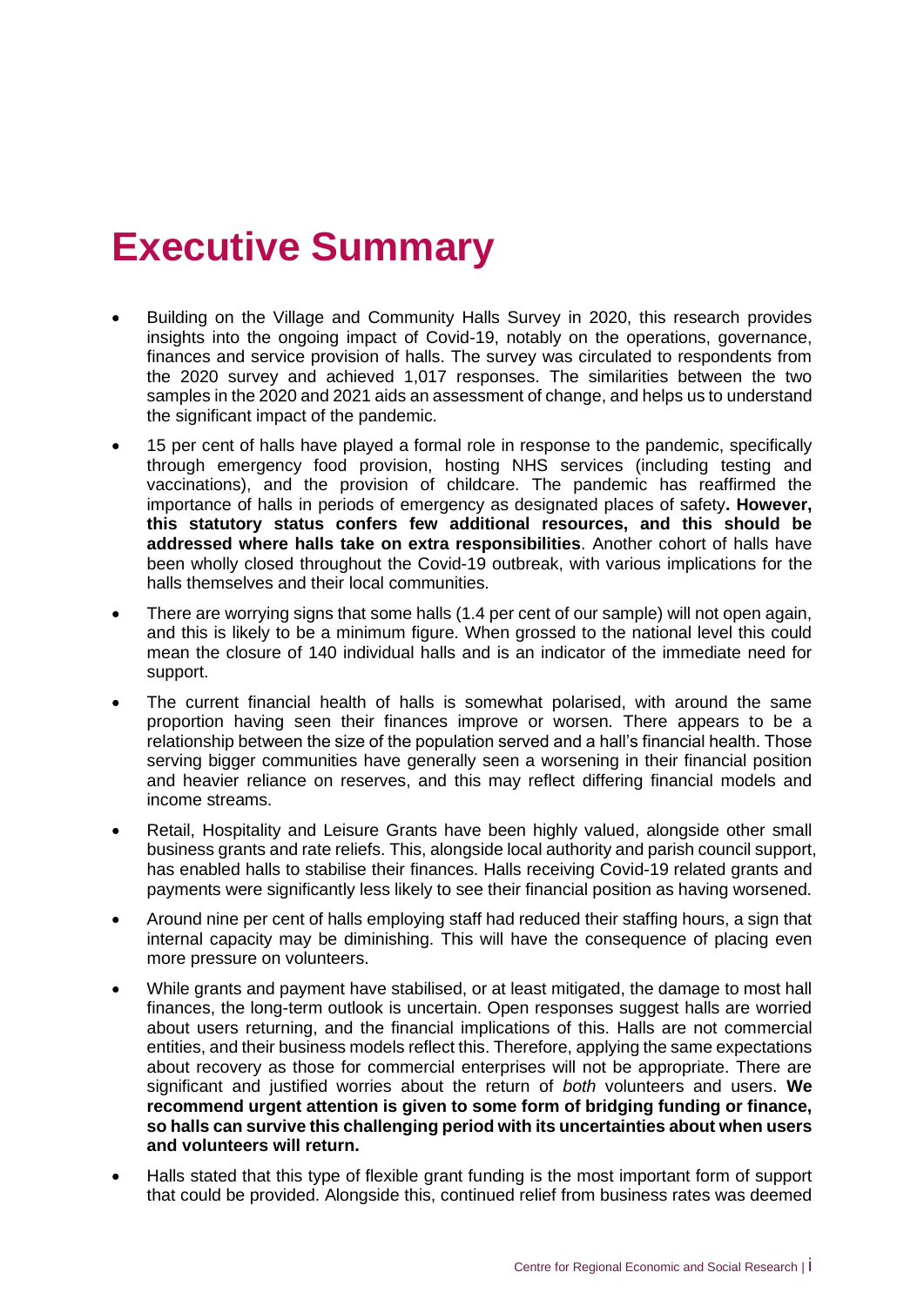# Executive Summary

- Building on the Village and Community Halls Survey in 2020, this research provides insights into the ongoing impact of Covid-19, notably on the operations, governance, finances and service provision of halls. The survey was circulated to respondents from the 2020 survey and achieved 1,017 responses. The similarities between the two samples in the 2020 and 2021 aids an assessment of change, and helps us to understand the significant impact of the pandemic.
- 15 per cent of halls have played a formal role in response to the pandemic, specifically through emergency food provision, hosting NHS services (including testing and vaccinations), and the provision of childcare. The pandemic has reaffirmed the importance of halls in periods of emergency as designated places of safety**. However, this statutory status confers few additional resources, and this should be addressed where halls take on extra responsibilities**. Another cohort of halls have been wholly closed throughout the Covid-19 outbreak, with various implications for the halls themselves and their local communities.
- There are worrying signs that some halls (1.4 per cent of our sample) will not open again, and this is likely to be a minimum figure. When grossed to the national level this could mean the closure of 140 individual halls and is an indicator of the immediate need for support.
- The current financial health of halls is somewhat polarised, with around the same proportion having seen their finances improve or worsen. There appears to be a relationship between the size of the population served and a hall's financial health. Those serving bigger communities have generally seen a worsening in their financial position and heavier reliance on reserves, and this may reflect differing financial models and income streams.
- Retail, Hospitality and Leisure Grants have been highly valued, alongside other small business grants and rate reliefs. This, alongside local authority and parish council support, has enabled halls to stabilise their finances. Halls receiving Covid-19 related grants and payments were significantly less likely to see their financial position as having worsened.
- Around nine per cent of halls employing staff had reduced their staffing hours, a sign that internal capacity may be diminishing. This will have the consequence of placing even more pressure on volunteers.
- While grants and payment have stabilised, or at least mitigated, the damage to most hall finances, the long-term outlook is uncertain. Open responses suggest halls are worried about users returning, and the financial implications of this. Halls are not commercial entities, and their business models reflect this. Therefore, applying the same expectations about recovery as those for commercial enterprises will not be appropriate. There are significant and justified worries about the return of *both* volunteers and users. **We recommend urgent attention is given to some form of bridging funding or finance, so halls can survive this challenging period with its uncertainties about when users and volunteers will return.**
- Halls stated that this type of flexible grant funding is the most important form of support that could be provided. Alongside this, continued relief from business rates was deemed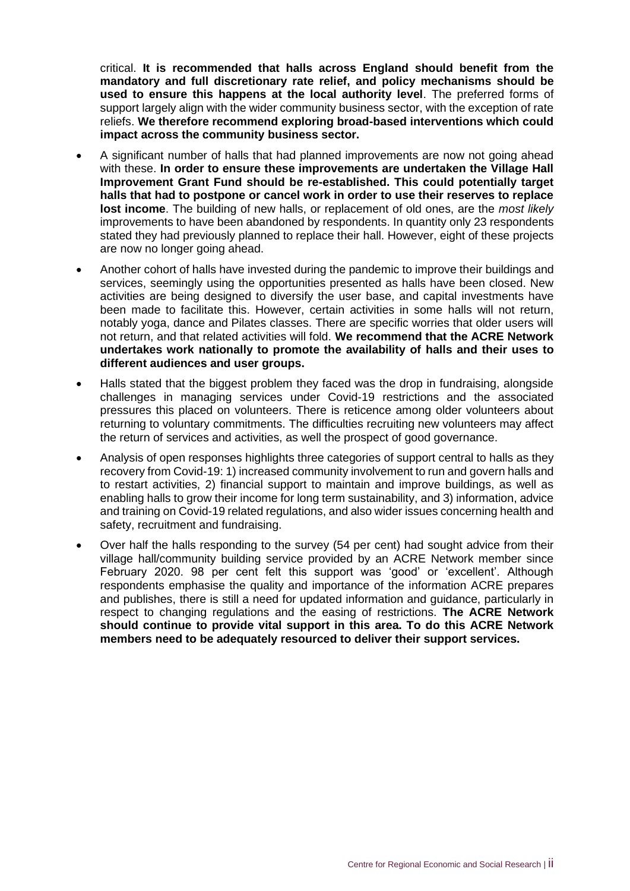critical. **It is recommended that halls across England should benefit from the mandatory and full discretionary rate relief, and policy mechanisms should be used to ensure this happens at the local authority level**. The preferred forms of support largely align with the wider community business sector, with the exception of rate reliefs. **We therefore recommend exploring broad-based interventions which could impact across the community business sector.**

- A significant number of halls that had planned improvements are now not going ahead with these. **In order to ensure these improvements are undertaken the Village Hall Improvement Grant Fund should be re-established. This could potentially target halls that had to postpone or cancel work in order to use their reserves to replace lost income**. The building of new halls, or replacement of old ones, are the *most likely* improvements to have been abandoned by respondents. In quantity only 23 respondents stated they had previously planned to replace their hall. However, eight of these projects are now no longer going ahead.
- Another cohort of halls have invested during the pandemic to improve their buildings and services, seemingly using the opportunities presented as halls have been closed. New activities are being designed to diversify the user base, and capital investments have been made to facilitate this. However, certain activities in some halls will not return, notably yoga, dance and Pilates classes. There are specific worries that older users will not return, and that related activities will fold. **We recommend that the ACRE Network undertakes work nationally to promote the availability of halls and their uses to different audiences and user groups.**
- Halls stated that the biggest problem they faced was the drop in fundraising, alongside challenges in managing services under Covid-19 restrictions and the associated pressures this placed on volunteers. There is reticence among older volunteers about returning to voluntary commitments. The difficulties recruiting new volunteers may affect the return of services and activities, as well the prospect of good governance.
- Analysis of open responses highlights three categories of support central to halls as they recovery from Covid-19: 1) increased community involvement to run and govern halls and to restart activities, 2) financial support to maintain and improve buildings, as well as enabling halls to grow their income for long term sustainability, and 3) information, advice and training on Covid-19 related regulations, and also wider issues concerning health and safety, recruitment and fundraising.
- Over half the halls responding to the survey (54 per cent) had sought advice from their village hall/community building service provided by an ACRE Network member since February 2020. 98 per cent felt this support was 'good' or 'excellent'. Although respondents emphasise the quality and importance of the information ACRE prepares and publishes, there is still a need for updated information and guidance, particularly in respect to changing regulations and the easing of restrictions. **The ACRE Network should continue to provide vital support in this area. To do this ACRE Network members need to be adequately resourced to deliver their support services.**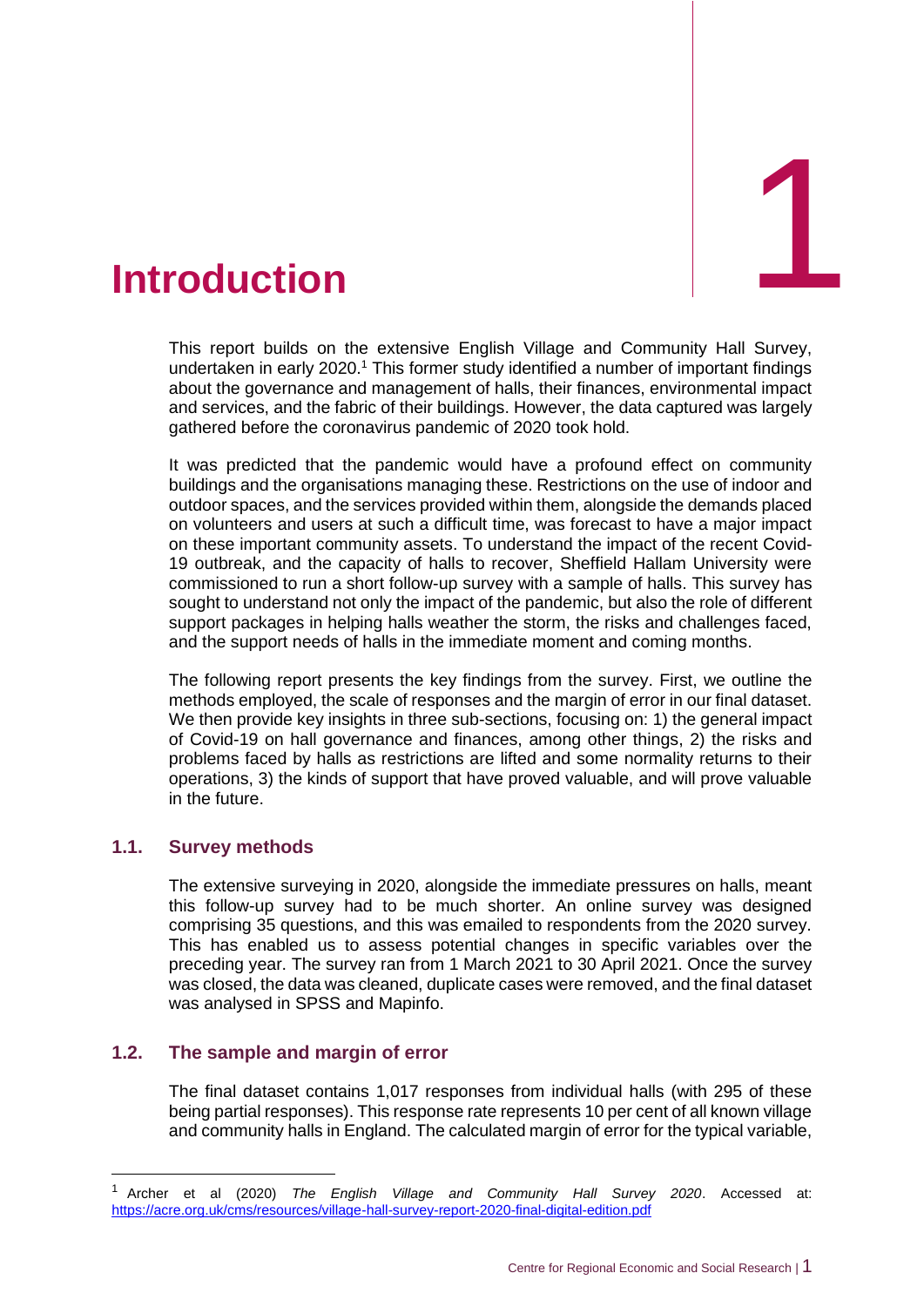# 1 Introduction

This report builds on the extensive English Village and Community Hall Survey, undertaken in early 2020.[1] This former study identified a number of important findings about the governance and management of halls, their finances, environmental impact and services, and the fabric of their buildings. However, the data captured was largely gathered before the coronavirus pandemic of 2020 took hold.

It was predicted that the pandemic would have a profound effect on community buildings and the organisations managing these. Restrictions on the use of indoor and outdoor spaces, and the services provided within them, alongside the demands placed on volunteers and users at such a difficult time, was forecast to have a major impact on these important community assets. To understand the impact of the recent Covid-19 outbreak, and the capacity of halls to recover, Sheffield Hallam University were commissioned to run a short follow-up survey with a sample of halls. This survey has sought to understand not only the impact of the pandemic, but also the role of different support packages in helping halls weather the storm, the risks and challenges faced, and the support needs of halls in the immediate moment and coming months.

The following report presents the key findings from the survey. First, we outline the methods employed, the scale of responses and the margin of error in our final dataset. We then provide key insights in three sub-sections, focusing on: 1) the general impact of Covid-19 on hall governance and finances, among other things, 2) the risks and problems faced by halls as restrictions are lifted and some normality returns to their operations, 3) the kinds of support that have proved valuable, and will prove valuable in the future.

## 1.1. Survey methods

The extensive surveying in 2020, alongside the immediate pressures on halls, meant this follow-up survey had to be much shorter. An online survey was designed comprising 35 questions, and this was emailed to respondents from the 2020 survey. This has enabled us to assess potential changes in specific variables over the preceding year. The survey ran from 1 March 2021 to 30 April 2021. Once the survey was closed, the data was cleaned, duplicate cases were removed, and the final dataset was analysed in SPSS and Mapinfo.

## 1.2. The sample and margin of error

The final dataset contains 1,017 responses from individual halls (with 295 of these being partial responses). This response rate represents 10 per cent of all known village and community halls in England. The calculated margin of error for the typical variable,

---

[1] Archer et al (2020) *The English Village and Community Hall Survey 2020*. Accessed at: https://acre.org.uk/cms/resources/village-hall-survey-report-2020-final-digital-edition.pdf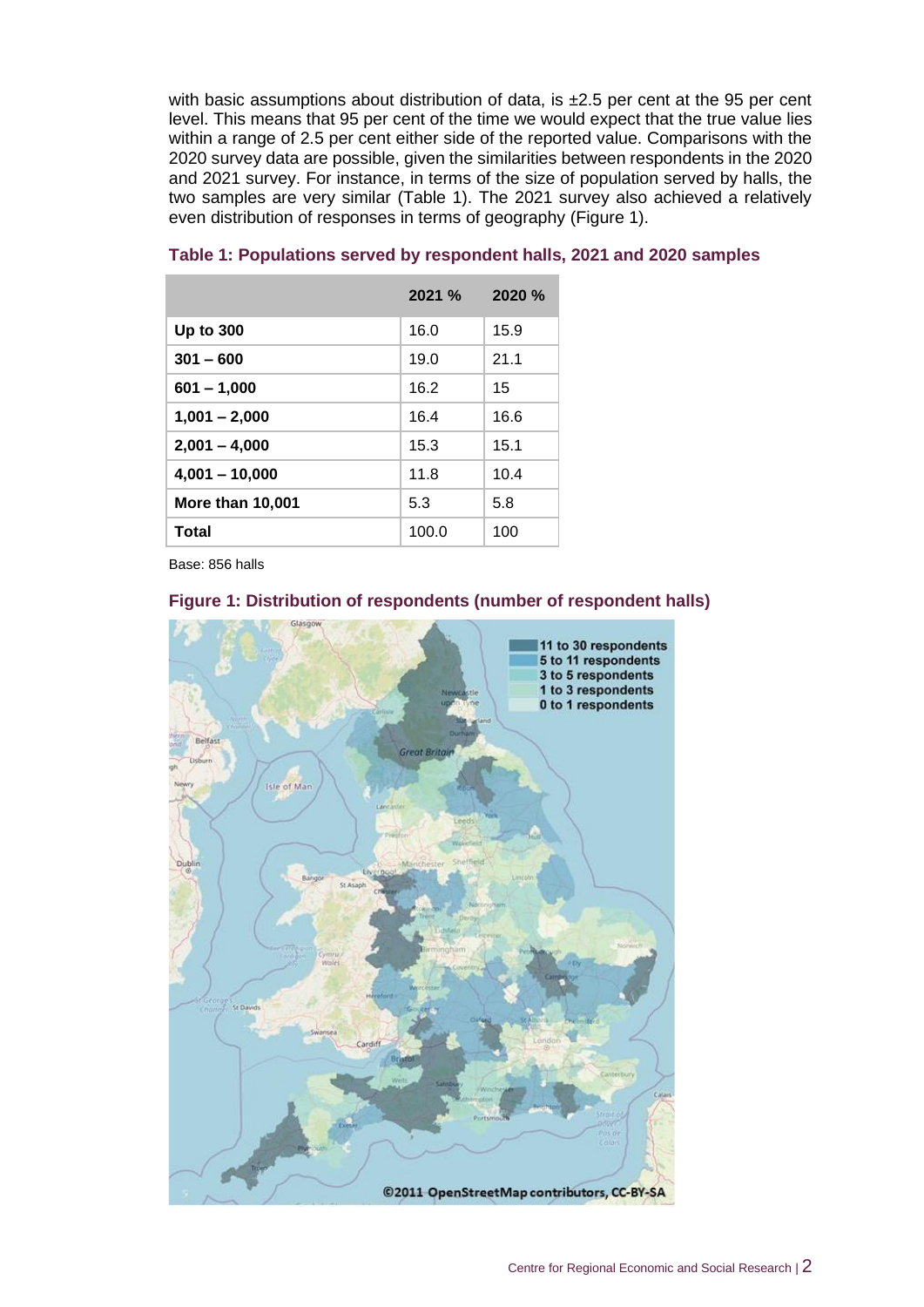with basic assumptions about distribution of data, is ±2.5 per cent at the 95 per cent level. This means that 95 per cent of the time we would expect that the true value lies within a range of 2.5 per cent either side of the reported value. Comparisons with the 2020 survey data are possible, given the similarities between respondents in the 2020 and 2021 survey. For instance, in terms of the size of population served by halls, the two samples are very similar (Table 1). The 2021 survey also achieved a relatively even distribution of responses in terms of geography (Figure 1).

**Table 1: Populations served by respondent halls, 2021 and 2020 samples**

| | 2021 % | 2020 % |
|---|---|---|
| **Up to 300** | 16.0 | 15.9 |
| **301 – 600** | 19.0 | 21.1 |
| **601 – 1,000** | 16.2 | 15 |
| **1,001 – 2,000** | 16.4 | 16.6 |
| **2,001 – 4,000** | 15.3 | 15.1 |
| **4,001 – 10,000** | 11.8 | 10.4 |
| **More than 10,001** | 5.3 | 5.8 |
| **Total** | 100.0 | 100 |

Base: 856 halls

**Figure 1: Distribution of respondents (number of respondent halls)**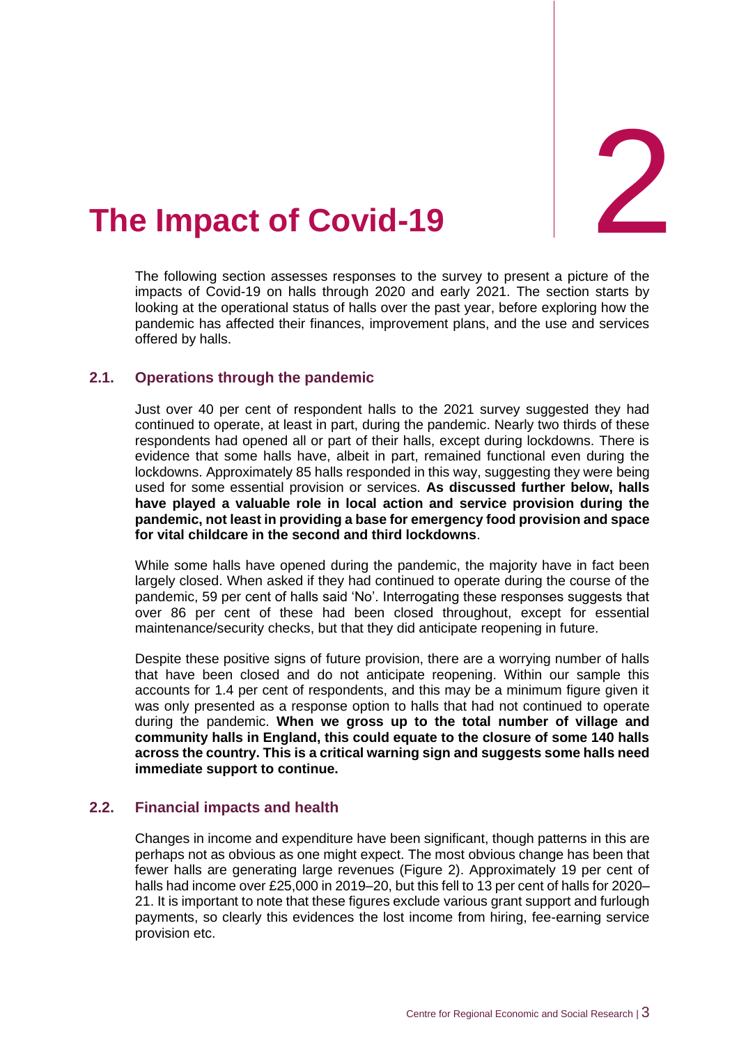# 2 The Impact of Covid-19

The following section assesses responses to the survey to present a picture of the impacts of Covid-19 on halls through 2020 and early 2021. The section starts by looking at the operational status of halls over the past year, before exploring how the pandemic has affected their finances, improvement plans, and the use and services offered by halls.

## 2.1. Operations through the pandemic

Just over 40 per cent of respondent halls to the 2021 survey suggested they had continued to operate, at least in part, during the pandemic. Nearly two thirds of these respondents had opened all or part of their halls, except during lockdowns. There is evidence that some halls have, albeit in part, remained functional even during the lockdowns. Approximately 85 halls responded in this way, suggesting they were being used for some essential provision or services. **As discussed further below, halls have played a valuable role in local action and service provision during the pandemic, not least in providing a base for emergency food provision and space for vital childcare in the second and third lockdowns**.

While some halls have opened during the pandemic, the majority have in fact been largely closed. When asked if they had continued to operate during the course of the pandemic, 59 per cent of halls said 'No'. Interrogating these responses suggests that over 86 per cent of these had been closed throughout, except for essential maintenance/security checks, but that they did anticipate reopening in future.

Despite these positive signs of future provision, there are a worrying number of halls that have been closed and do not anticipate reopening. Within our sample this accounts for 1.4 per cent of respondents, and this may be a minimum figure given it was only presented as a response option to halls that had not continued to operate during the pandemic. **When we gross up to the total number of village and community halls in England, this could equate to the closure of some 140 halls across the country. This is a critical warning sign and suggests some halls need immediate support to continue.**

## 2.2. Financial impacts and health

Changes in income and expenditure have been significant, though patterns in this are perhaps not as obvious as one might expect. The most obvious change has been that fewer halls are generating large revenues (Figure 2). Approximately 19 per cent of halls had income over £25,000 in 2019–20, but this fell to 13 per cent of halls for 2020–21. It is important to note that these figures exclude various grant support and furlough payments, so clearly this evidences the lost income from hiring, fee-earning service provision etc.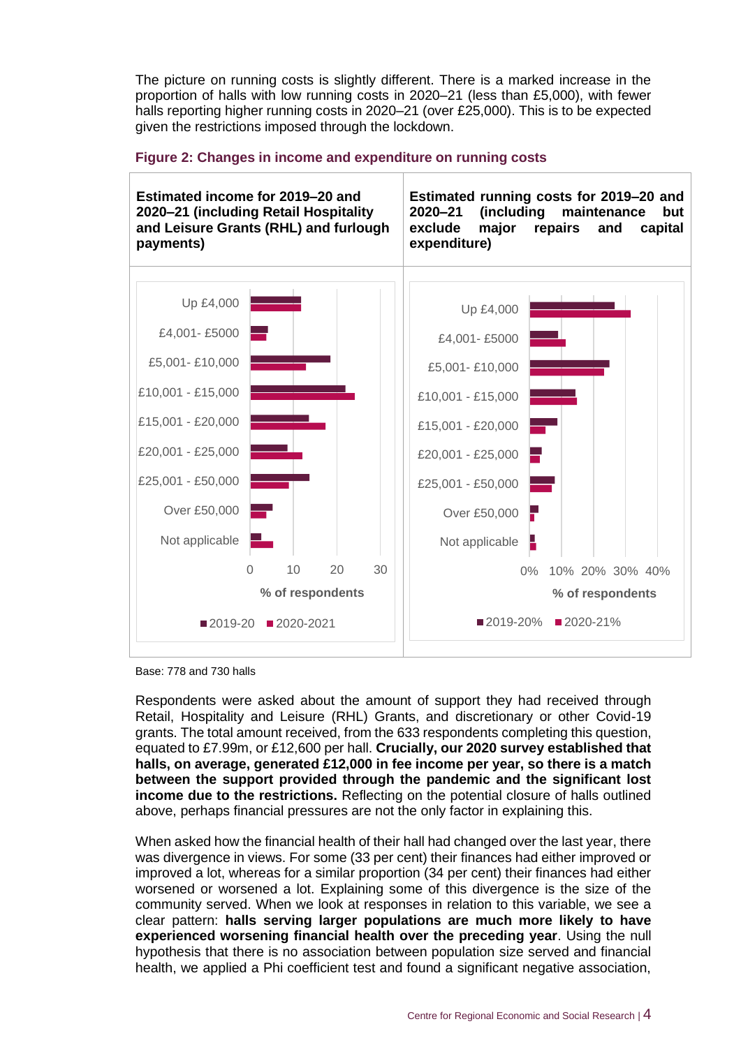The picture on running costs is slightly different. There is a marked increase in the proportion of halls with low running costs in 2020–21 (less than £5,000), with fewer halls reporting higher running costs in 2020–21 (over £25,000). This is to be expected given the restrictions imposed through the lockdown.

**Figure 2: Changes in income and expenditure on running costs**

| Estimated income for 2019–20 and 2020–21 (including Retail Hospitality and Leisure Grants (RHL) and furlough payments) | Estimated running costs for 2019–20 and 2020–21 (including maintenance but exclude major repairs and capital expenditure) |
|---|---|

Base: 778 and 730 halls

Respondents were asked about the amount of support they had received through Retail, Hospitality and Leisure (RHL) Grants, and discretionary or other Covid-19 grants. The total amount received, from the 633 respondents completing this question, equated to £7.99m, or £12,600 per hall. **Crucially, our 2020 survey established that halls, on average, generated £12,000 in fee income per year, so there is a match between the support provided through the pandemic and the significant lost income due to the restrictions.** Reflecting on the potential closure of halls outlined above, perhaps financial pressures are not the only factor in explaining this.

When asked how the financial health of their hall had changed over the last year, there was divergence in views. For some (33 per cent) their finances had either improved or improved a lot, whereas for a similar proportion (34 per cent) their finances had either worsened or worsened a lot. Explaining some of this divergence is the size of the community served. When we look at responses in relation to this variable, we see a clear pattern: **halls serving larger populations are much more likely to have experienced worsening financial health over the preceding year**. Using the null hypothesis that there is no association between population size served and financial health, we applied a Phi coefficient test and found a significant negative association,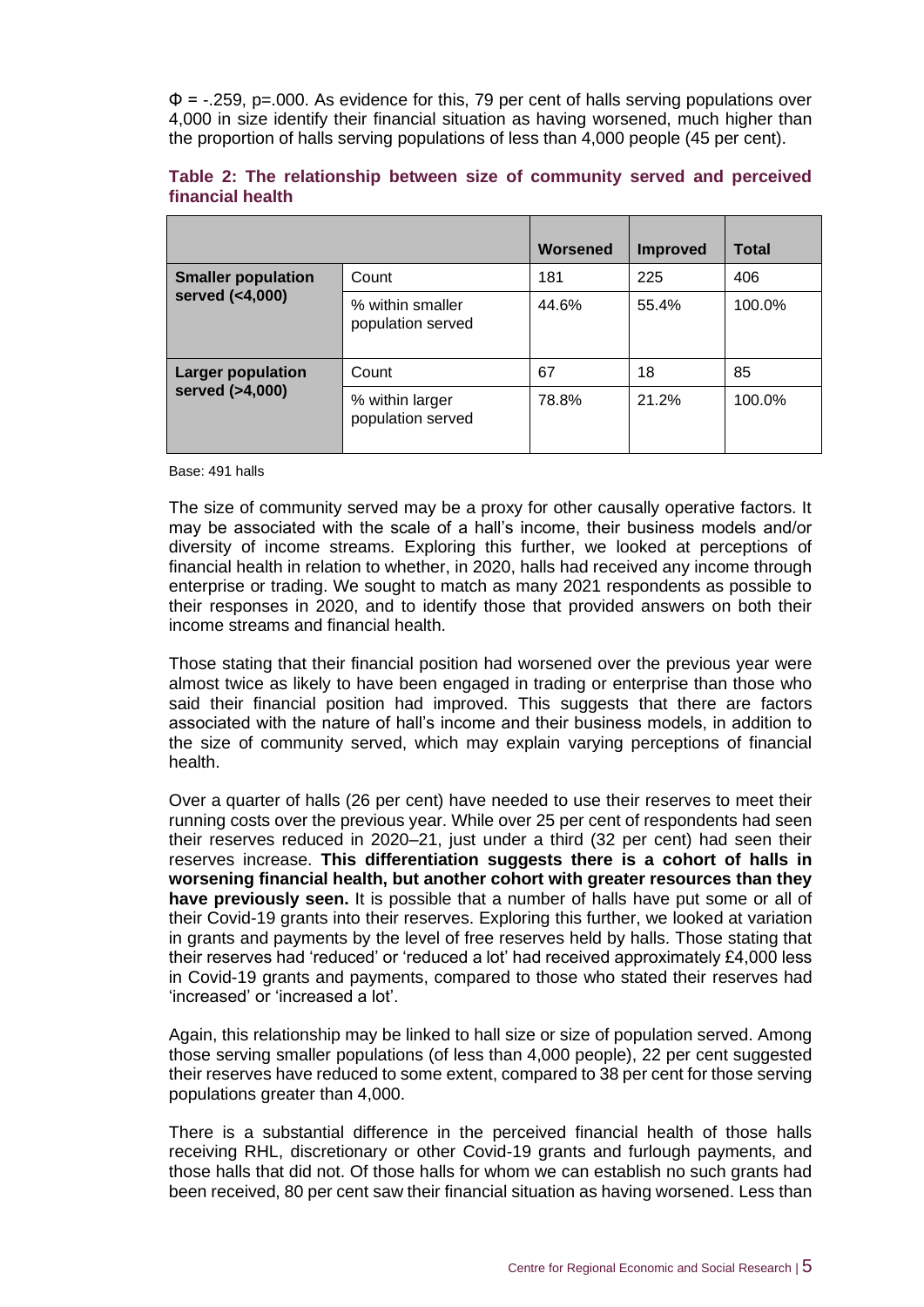$\Phi = -.259$, $p=.000$. As evidence for this, 79 per cent of halls serving populations over 4,000 in size identify their financial situation as having worsened, much higher than the proportion of halls serving populations of less than 4,000 people (45 per cent).

**Table 2: The relationship between size of community served and perceived financial health**

| | | Worsened | Improved | Total |
|---|---|---|---|---|
| **Smaller population served (<4,000)** | Count | 181 | 225 | 406 |
| | % within smaller population served | 44.6% | 55.4% | 100.0% |
| **Larger population served (>4,000)** | Count | 67 | 18 | 85 |
| | % within larger population served | 78.8% | 21.2% | 100.0% |

Base: 491 halls

The size of community served may be a proxy for other causally operative factors. It may be associated with the scale of a hall's income, their business models and/or diversity of income streams. Exploring this further, we looked at perceptions of financial health in relation to whether, in 2020, halls had received any income through enterprise or trading. We sought to match as many 2021 respondents as possible to their responses in 2020, and to identify those that provided answers on both their income streams and financial health.

Those stating that their financial position had worsened over the previous year were almost twice as likely to have been engaged in trading or enterprise than those who said their financial position had improved. This suggests that there are factors associated with the nature of hall's income and their business models, in addition to the size of community served, which may explain varying perceptions of financial health.

Over a quarter of halls (26 per cent) have needed to use their reserves to meet their running costs over the previous year. While over 25 per cent of respondents had seen their reserves reduced in 2020–21, just under a third (32 per cent) had seen their reserves increase. **This differentiation suggests there is a cohort of halls in worsening financial health, but another cohort with greater resources than they have previously seen.** It is possible that a number of halls have put some or all of their Covid-19 grants into their reserves. Exploring this further, we looked at variation in grants and payments by the level of free reserves held by halls. Those stating that their reserves had 'reduced' or 'reduced a lot' had received approximately £4,000 less in Covid-19 grants and payments, compared to those who stated their reserves had 'increased' or 'increased a lot'.

Again, this relationship may be linked to hall size or size of population served. Among those serving smaller populations (of less than 4,000 people), 22 per cent suggested their reserves have reduced to some extent, compared to 38 per cent for those serving populations greater than 4,000.

There is a substantial difference in the perceived financial health of those halls receiving RHL, discretionary or other Covid-19 grants and furlough payments, and those halls that did not. Of those halls for whom we can establish no such grants had been received, 80 per cent saw their financial situation as having worsened. Less than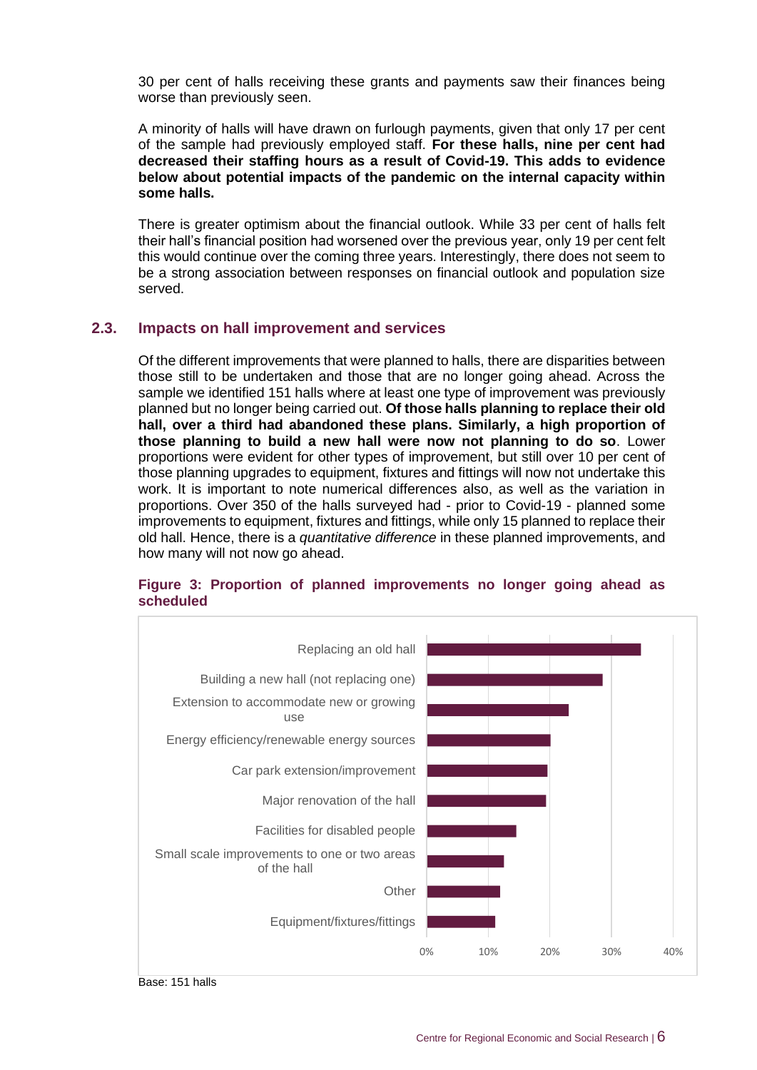30 per cent of halls receiving these grants and payments saw their finances being worse than previously seen.

A minority of halls will have drawn on furlough payments, given that only 17 per cent of the sample had previously employed staff. **For these halls, nine per cent had decreased their staffing hours as a result of Covid-19. This adds to evidence below about potential impacts of the pandemic on the internal capacity within some halls.**

There is greater optimism about the financial outlook. While 33 per cent of halls felt their hall's financial position had worsened over the previous year, only 19 per cent felt this would continue over the coming three years. Interestingly, there does not seem to be a strong association between responses on financial outlook and population size served.

## 2.3. Impacts on hall improvement and services

Of the different improvements that were planned to halls, there are disparities between those still to be undertaken and those that are no longer going ahead. Across the sample we identified 151 halls where at least one type of improvement was previously planned but no longer being carried out. **Of those halls planning to replace their old hall, over a third had abandoned these plans. Similarly, a high proportion of those planning to build a new hall were now not planning to do so**. Lower proportions were evident for other types of improvement, but still over 10 per cent of those planning upgrades to equipment, fixtures and fittings will now not undertake this work. It is important to note numerical differences also, as well as the variation in proportions. Over 350 of the halls surveyed had - prior to Covid-19 - planned some improvements to equipment, fixtures and fittings, while only 15 planned to replace their old hall. Hence, there is a *quantitative difference* in these planned improvements, and how many will not now go ahead.

**Figure 3: Proportion of planned improvements no longer going ahead as scheduled**

| Improvement | Proportion (approx.) |
| --- | --- |
| Replacing an old hall | ~35% |
| Building a new hall (not replacing one) | ~29% |
| Extension to accommodate new or growing use | ~23% |
| Energy efficiency/renewable energy sources | ~20% |
| Car park extension/improvement | ~20% |
| Major renovation of the hall | ~19% |
| Facilities for disabled people | ~15% |
| Small scale improvements to one or two areas of the hall | ~12% |
| Other | ~12% |
| Equipment/fixtures/fittings | ~11% |

Base: 151 halls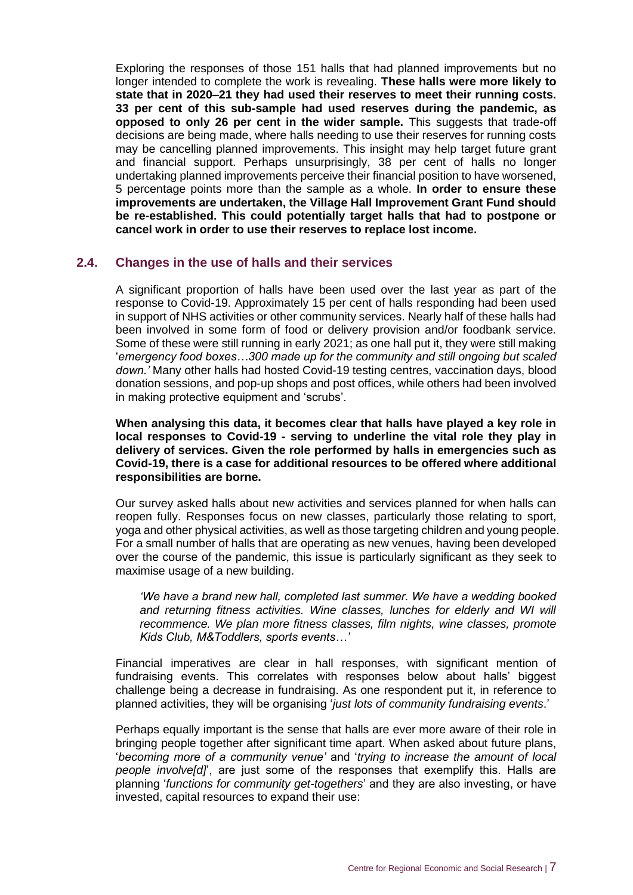Exploring the responses of those 151 halls that had planned improvements but no longer intended to complete the work is revealing. **These halls were more likely to state that in 2020–21 they had used their reserves to meet their running costs. 33 per cent of this sub-sample had used reserves during the pandemic, as opposed to only 26 per cent in the wider sample.** This suggests that trade-off decisions are being made, where halls needing to use their reserves for running costs may be cancelling planned improvements. This insight may help target future grant and financial support. Perhaps unsurprisingly, 38 per cent of halls no longer undertaking planned improvements perceive their financial position to have worsened, 5 percentage points more than the sample as a whole. **In order to ensure these improvements are undertaken, the Village Hall Improvement Grant Fund should be re-established. This could potentially target halls that had to postpone or cancel work in order to use their reserves to replace lost income.**

## 2.4. Changes in the use of halls and their services

A significant proportion of halls have been used over the last year as part of the response to Covid-19. Approximately 15 per cent of halls responding had been used in support of NHS activities or other community services. Nearly half of these halls had been involved in some form of food or delivery provision and/or foodbank service. Some of these were still running in early 2021; as one hall put it, they were still making '*emergency food boxes…300 made up for the community and still ongoing but scaled down.'* Many other halls had hosted Covid-19 testing centres, vaccination days, blood donation sessions, and pop-up shops and post offices, while others had been involved in making protective equipment and 'scrubs'.

**When analysing this data, it becomes clear that halls have played a key role in local responses to Covid-19 - serving to underline the vital role they play in delivery of services. Given the role performed by halls in emergencies such as Covid-19, there is a case for additional resources to be offered where additional responsibilities are borne.**

Our survey asked halls about new activities and services planned for when halls can reopen fully. Responses focus on new classes, particularly those relating to sport, yoga and other physical activities, as well as those targeting children and young people. For a small number of halls that are operating as new venues, having been developed over the course of the pandemic, this issue is particularly significant as they seek to maximise usage of a new building.

> *'We have a brand new hall, completed last summer. We have a wedding booked and returning fitness activities. Wine classes, lunches for elderly and WI will recommence. We plan more fitness classes, film nights, wine classes, promote Kids Club, M&Toddlers, sports events…'*

Financial imperatives are clear in hall responses, with significant mention of fundraising events. This correlates with responses below about halls' biggest challenge being a decrease in fundraising. As one respondent put it, in reference to planned activities, they will be organising '*just lots of community fundraising events*.'

Perhaps equally important is the sense that halls are ever more aware of their role in bringing people together after significant time apart. When asked about future plans, '*becoming more of a community venue'* and '*trying to increase the amount of local people involve[d]*', are just some of the responses that exemplify this. Halls are planning '*functions for community get-togethers*' and they are also investing, or have invested, capital resources to expand their use: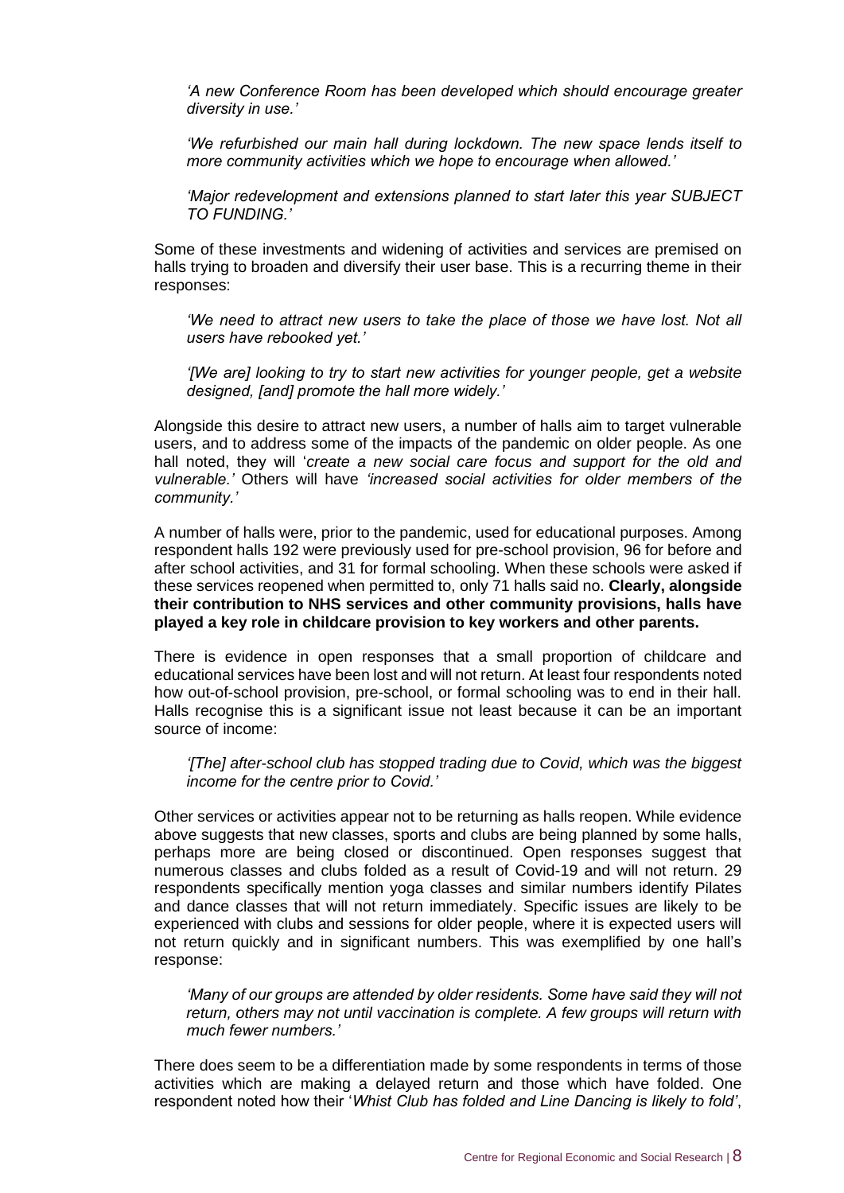*'A new Conference Room has been developed which should encourage greater diversity in use.'*

*'We refurbished our main hall during lockdown. The new space lends itself to more community activities which we hope to encourage when allowed.'*

*'Major redevelopment and extensions planned to start later this year SUBJECT TO FUNDING.'*

Some of these investments and widening of activities and services are premised on halls trying to broaden and diversify their user base. This is a recurring theme in their responses:

*'We need to attract new users to take the place of those we have lost. Not all users have rebooked yet.'*

*'[We are] looking to try to start new activities for younger people, get a website designed, [and] promote the hall more widely.'*

Alongside this desire to attract new users, a number of halls aim to target vulnerable users, and to address some of the impacts of the pandemic on older people. As one hall noted, they will '*create a new social care focus and support for the old and vulnerable.'* Others will have *'increased social activities for older members of the community.'*

A number of halls were, prior to the pandemic, used for educational purposes. Among respondent halls 192 were previously used for pre-school provision, 96 for before and after school activities, and 31 for formal schooling. When these schools were asked if these services reopened when permitted to, only 71 halls said no. **Clearly, alongside their contribution to NHS services and other community provisions, halls have played a key role in childcare provision to key workers and other parents.**

There is evidence in open responses that a small proportion of childcare and educational services have been lost and will not return. At least four respondents noted how out-of-school provision, pre-school, or formal schooling was to end in their hall. Halls recognise this is a significant issue not least because it can be an important source of income:

*'[The] after-school club has stopped trading due to Covid, which was the biggest income for the centre prior to Covid.'*

Other services or activities appear not to be returning as halls reopen. While evidence above suggests that new classes, sports and clubs are being planned by some halls, perhaps more are being closed or discontinued. Open responses suggest that numerous classes and clubs folded as a result of Covid-19 and will not return. 29 respondents specifically mention yoga classes and similar numbers identify Pilates and dance classes that will not return immediately. Specific issues are likely to be experienced with clubs and sessions for older people, where it is expected users will not return quickly and in significant numbers. This was exemplified by one hall's response:

*'Many of our groups are attended by older residents. Some have said they will not return, others may not until vaccination is complete. A few groups will return with much fewer numbers.'*

There does seem to be a differentiation made by some respondents in terms of those activities which are making a delayed return and those which have folded. One respondent noted how their '*Whist Club has folded and Line Dancing is likely to fold'*,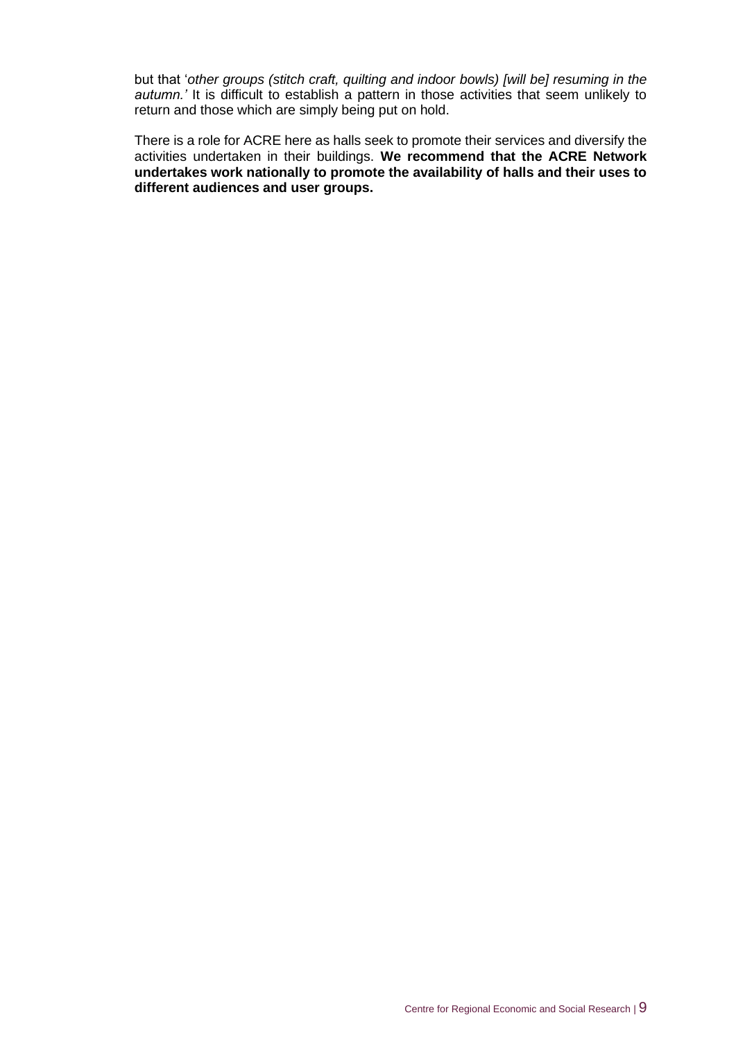but that '*other groups (stitch craft, quilting and indoor bowls) [will be] resuming in the autumn.'* It is difficult to establish a pattern in those activities that seem unlikely to return and those which are simply being put on hold.

There is a role for ACRE here as halls seek to promote their services and diversify the activities undertaken in their buildings. **We recommend that the ACRE Network undertakes work nationally to promote the availability of halls and their uses to different audiences and user groups.**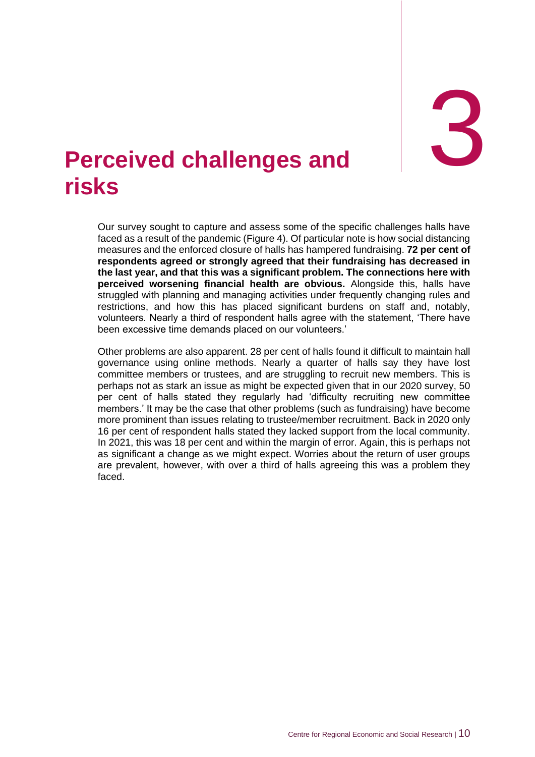# 3 Perceived challenges and risks

Our survey sought to capture and assess some of the specific challenges halls have faced as a result of the pandemic (Figure 4). Of particular note is how social distancing measures and the enforced closure of halls has hampered fundraising. **72 per cent of respondents agreed or strongly agreed that their fundraising has decreased in the last year, and that this was a significant problem. The connections here with perceived worsening financial health are obvious.** Alongside this, halls have struggled with planning and managing activities under frequently changing rules and restrictions, and how this has placed significant burdens on staff and, notably, volunteers. Nearly a third of respondent halls agree with the statement, 'There have been excessive time demands placed on our volunteers.'

Other problems are also apparent. 28 per cent of halls found it difficult to maintain hall governance using online methods. Nearly a quarter of halls say they have lost committee members or trustees, and are struggling to recruit new members. This is perhaps not as stark an issue as might be expected given that in our 2020 survey, 50 per cent of halls stated they regularly had 'difficulty recruiting new committee members.' It may be the case that other problems (such as fundraising) have become more prominent than issues relating to trustee/member recruitment. Back in 2020 only 16 per cent of respondent halls stated they lacked support from the local community. In 2021, this was 18 per cent and within the margin of error. Again, this is perhaps not as significant a change as we might expect. Worries about the return of user groups are prevalent, however, with over a third of halls agreeing this was a problem they faced.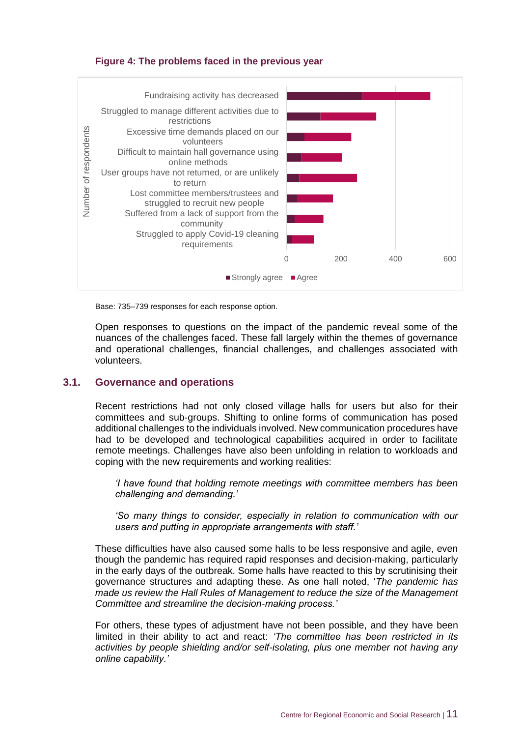**Figure 4: The problems faced in the previous year**

Base: 735–739 responses for each response option.

Open responses to questions on the impact of the pandemic reveal some of the nuances of the challenges faced. These fall largely within the themes of governance and operational challenges, financial challenges, and challenges associated with volunteers.

## 3.1. Governance and operations

Recent restrictions had not only closed village halls for users but also for their committees and sub-groups. Shifting to online forms of communication has posed additional challenges to the individuals involved. New communication procedures have had to be developed and technological capabilities acquired in order to facilitate remote meetings. Challenges have also been unfolding in relation to workloads and coping with the new requirements and working realities:

> *'I have found that holding remote meetings with committee members has been challenging and demanding.'*

> *'So many things to consider, especially in relation to communication with our users and putting in appropriate arrangements with staff.'*

These difficulties have also caused some halls to be less responsive and agile, even though the pandemic has required rapid responses and decision-making, particularly in the early days of the outbreak. Some halls have reacted to this by scrutinising their governance structures and adapting these. As one hall noted, '*The pandemic has made us review the Hall Rules of Management to reduce the size of the Management Committee and streamline the decision-making process.'*

For others, these types of adjustment have not been possible, and they have been limited in their ability to act and react: *'The committee has been restricted in its activities by people shielding and/or self-isolating, plus one member not having any online capability.'*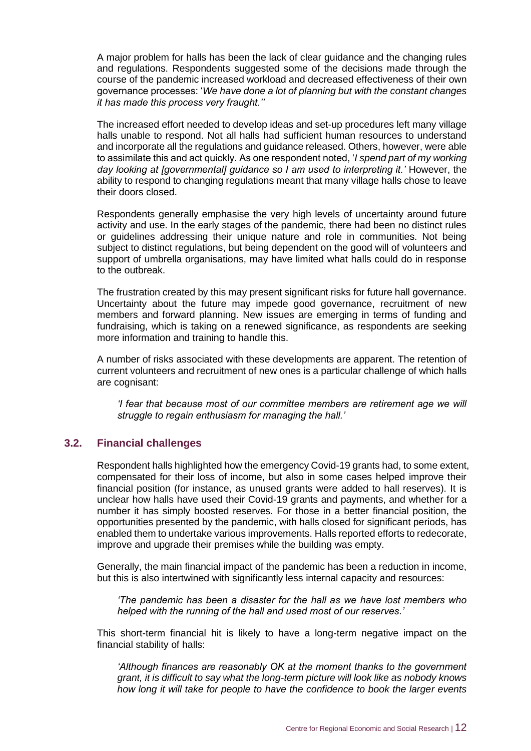A major problem for halls has been the lack of clear guidance and the changing rules and regulations. Respondents suggested some of the decisions made through the course of the pandemic increased workload and decreased effectiveness of their own governance processes: '*We have done a lot of planning but with the constant changes it has made this process very fraught.''*

The increased effort needed to develop ideas and set-up procedures left many village halls unable to respond. Not all halls had sufficient human resources to understand and incorporate all the regulations and guidance released. Others, however, were able to assimilate this and act quickly. As one respondent noted, '*I spend part of my working day looking at [governmental] guidance so I am used to interpreting it.'* However, the ability to respond to changing regulations meant that many village halls chose to leave their doors closed.

Respondents generally emphasise the very high levels of uncertainty around future activity and use. In the early stages of the pandemic, there had been no distinct rules or guidelines addressing their unique nature and role in communities. Not being subject to distinct regulations, but being dependent on the good will of volunteers and support of umbrella organisations, may have limited what halls could do in response to the outbreak.

The frustration created by this may present significant risks for future hall governance. Uncertainty about the future may impede good governance, recruitment of new members and forward planning. New issues are emerging in terms of funding and fundraising, which is taking on a renewed significance, as respondents are seeking more information and training to handle this.

A number of risks associated with these developments are apparent. The retention of current volunteers and recruitment of new ones is a particular challenge of which halls are cognisant:

> *'I fear that because most of our committee members are retirement age we will struggle to regain enthusiasm for managing the hall.'*

### 3.2. Financial challenges

Respondent halls highlighted how the emergency Covid-19 grants had, to some extent, compensated for their loss of income, but also in some cases helped improve their financial position (for instance, as unused grants were added to hall reserves). It is unclear how halls have used their Covid-19 grants and payments, and whether for a number it has simply boosted reserves. For those in a better financial position, the opportunities presented by the pandemic, with halls closed for significant periods, has enabled them to undertake various improvements. Halls reported efforts to redecorate, improve and upgrade their premises while the building was empty.

Generally, the main financial impact of the pandemic has been a reduction in income, but this is also intertwined with significantly less internal capacity and resources:

> *'The pandemic has been a disaster for the hall as we have lost members who helped with the running of the hall and used most of our reserves.'*

This short-term financial hit is likely to have a long-term negative impact on the financial stability of halls:

> *'Although finances are reasonably OK at the moment thanks to the government grant, it is difficult to say what the long-term picture will look like as nobody knows how long it will take for people to have the confidence to book the larger events*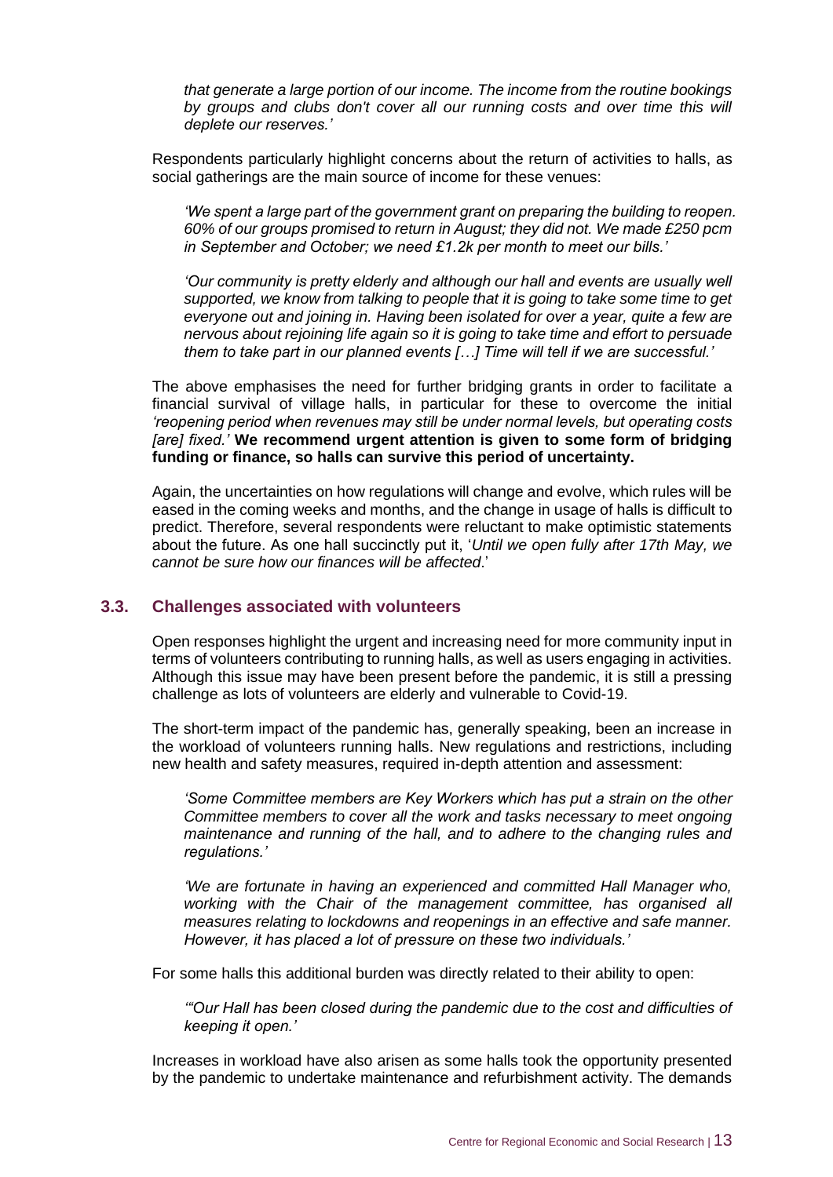*that generate a large portion of our income. The income from the routine bookings by groups and clubs don't cover all our running costs and over time this will deplete our reserves.'*

Respondents particularly highlight concerns about the return of activities to halls, as social gatherings are the main source of income for these venues:

*'We spent a large part of the government grant on preparing the building to reopen. 60% of our groups promised to return in August; they did not. We made £250 pcm in September and October; we need £1.2k per month to meet our bills.'*

*'Our community is pretty elderly and although our hall and events are usually well supported, we know from talking to people that it is going to take some time to get everyone out and joining in. Having been isolated for over a year, quite a few are nervous about rejoining life again so it is going to take time and effort to persuade them to take part in our planned events […] Time will tell if we are successful.'*

The above emphasises the need for further bridging grants in order to facilitate a financial survival of village halls, in particular for these to overcome the initial *'reopening period when revenues may still be under normal levels, but operating costs [are] fixed.'* **We recommend urgent attention is given to some form of bridging funding or finance, so halls can survive this period of uncertainty.**

Again, the uncertainties on how regulations will change and evolve, which rules will be eased in the coming weeks and months, and the change in usage of halls is difficult to predict. Therefore, several respondents were reluctant to make optimistic statements about the future. As one hall succinctly put it, '*Until we open fully after 17th May, we cannot be sure how our finances will be affected*.'

### 3.3. Challenges associated with volunteers

Open responses highlight the urgent and increasing need for more community input in terms of volunteers contributing to running halls, as well as users engaging in activities. Although this issue may have been present before the pandemic, it is still a pressing challenge as lots of volunteers are elderly and vulnerable to Covid-19.

The short-term impact of the pandemic has, generally speaking, been an increase in the workload of volunteers running halls. New regulations and restrictions, including new health and safety measures, required in-depth attention and assessment:

*'Some Committee members are Key Workers which has put a strain on the other Committee members to cover all the work and tasks necessary to meet ongoing maintenance and running of the hall, and to adhere to the changing rules and regulations.'*

*'We are fortunate in having an experienced and committed Hall Manager who, working with the Chair of the management committee, has organised all measures relating to lockdowns and reopenings in an effective and safe manner. However, it has placed a lot of pressure on these two individuals.'*

For some halls this additional burden was directly related to their ability to open:

*'"Our Hall has been closed during the pandemic due to the cost and difficulties of keeping it open.'*

Increases in workload have also arisen as some halls took the opportunity presented by the pandemic to undertake maintenance and refurbishment activity. The demands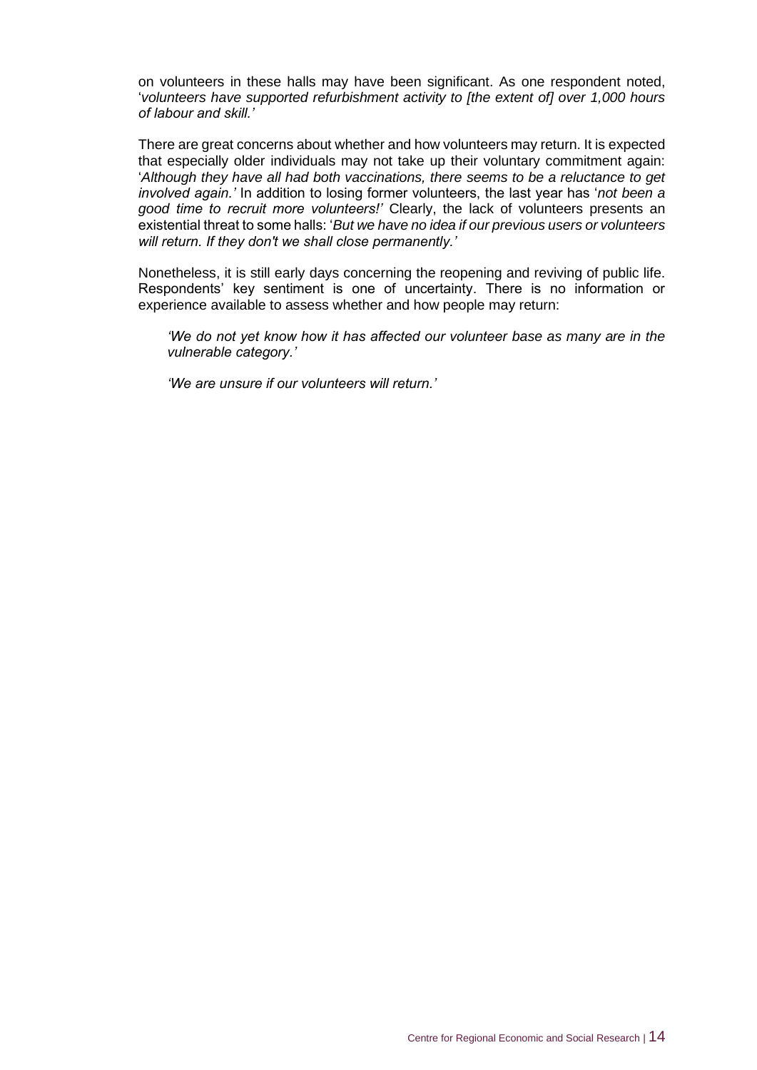on volunteers in these halls may have been significant. As one respondent noted, '*volunteers have supported refurbishment activity to [the extent of] over 1,000 hours of labour and skill.'*

There are great concerns about whether and how volunteers may return. It is expected that especially older individuals may not take up their voluntary commitment again: '*Although they have all had both vaccinations, there seems to be a reluctance to get involved again.'* In addition to losing former volunteers, the last year has '*not been a good time to recruit more volunteers!'* Clearly, the lack of volunteers presents an existential threat to some halls: '*But we have no idea if our previous users or volunteers will return. If they don't we shall close permanently.'*

Nonetheless, it is still early days concerning the reopening and reviving of public life. Respondents' key sentiment is one of uncertainty. There is no information or experience available to assess whether and how people may return:

> *'We do not yet know how it has affected our volunteer base as many are in the vulnerable category.'*
>
> *'We are unsure if our volunteers will return.'*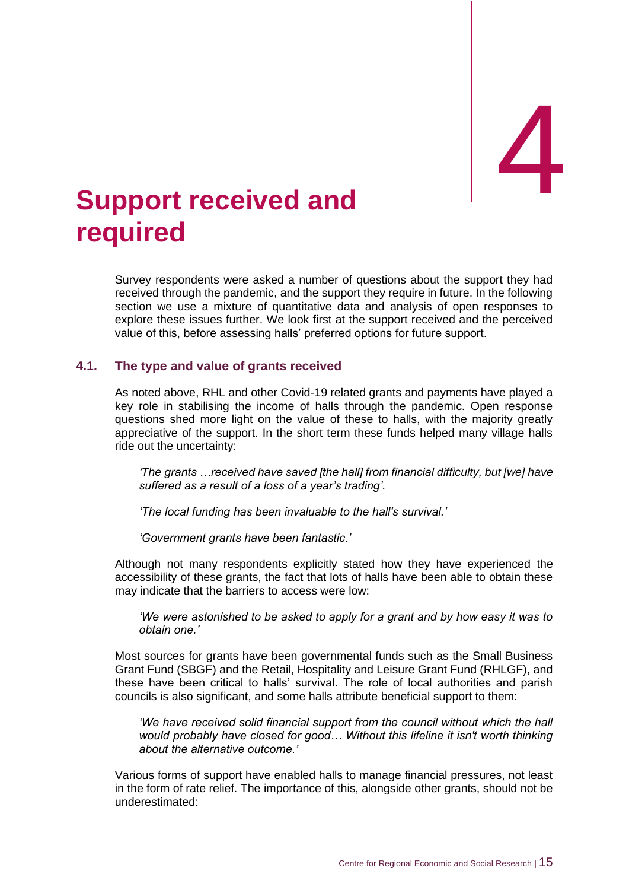# 4 Support received and required

Survey respondents were asked a number of questions about the support they had received through the pandemic, and the support they require in future. In the following section we use a mixture of quantitative data and analysis of open responses to explore these issues further. We look first at the support received and the perceived value of this, before assessing halls' preferred options for future support.

## 4.1. The type and value of grants received

As noted above, RHL and other Covid-19 related grants and payments have played a key role in stabilising the income of halls through the pandemic. Open response questions shed more light on the value of these to halls, with the majority greatly appreciative of the support. In the short term these funds helped many village halls ride out the uncertainty:

> *'The grants …received have saved [the hall] from financial difficulty, but [we] have suffered as a result of a loss of a year's trading'.*

> *'The local funding has been invaluable to the hall's survival.'*

> *'Government grants have been fantastic.'*

Although not many respondents explicitly stated how they have experienced the accessibility of these grants, the fact that lots of halls have been able to obtain these may indicate that the barriers to access were low:

> *'We were astonished to be asked to apply for a grant and by how easy it was to obtain one.'*

Most sources for grants have been governmental funds such as the Small Business Grant Fund (SBGF) and the Retail, Hospitality and Leisure Grant Fund (RHLGF), and these have been critical to halls' survival. The role of local authorities and parish councils is also significant, and some halls attribute beneficial support to them:

> *'We have received solid financial support from the council without which the hall would probably have closed for good… Without this lifeline it isn't worth thinking about the alternative outcome.'*

Various forms of support have enabled halls to manage financial pressures, not least in the form of rate relief. The importance of this, alongside other grants, should not be underestimated: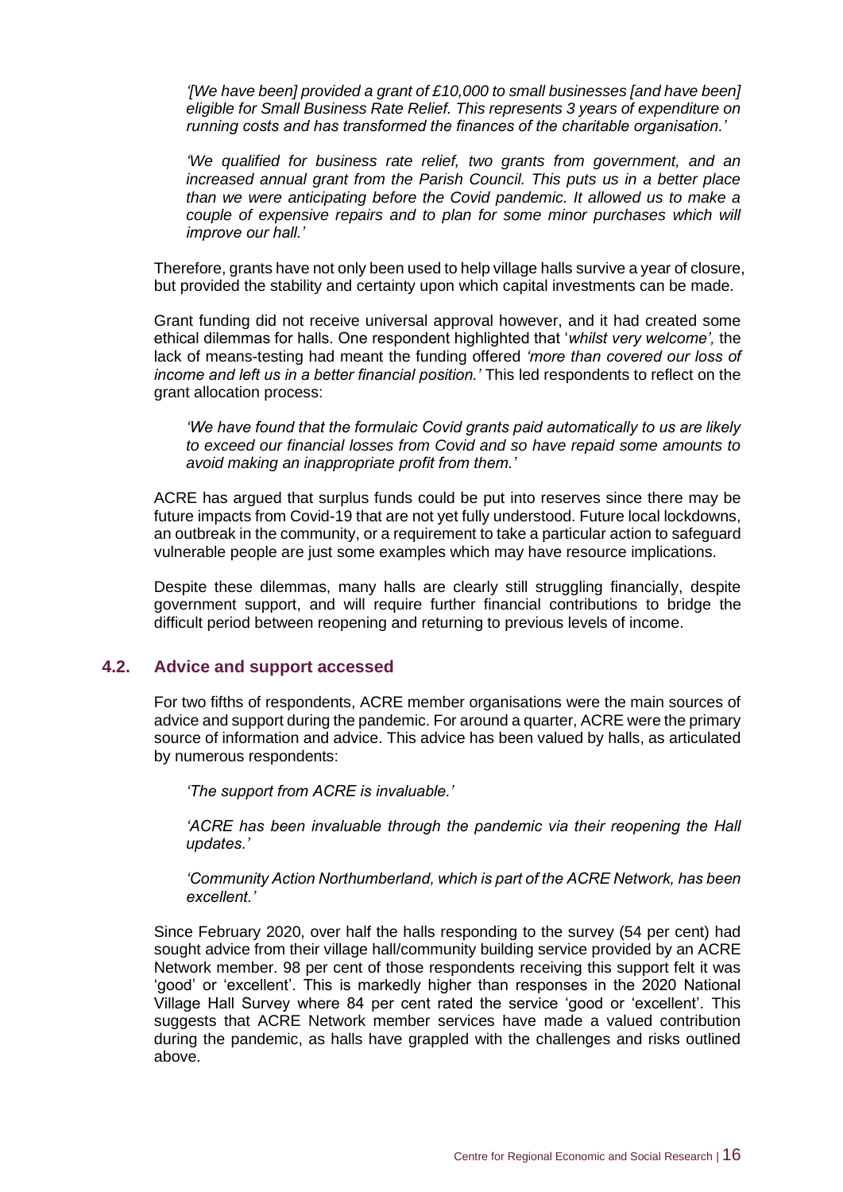*'[We have been] provided a grant of £10,000 to small businesses [and have been] eligible for Small Business Rate Relief. This represents 3 years of expenditure on running costs and has transformed the finances of the charitable organisation.'*

*'We qualified for business rate relief, two grants from government, and an increased annual grant from the Parish Council. This puts us in a better place than we were anticipating before the Covid pandemic. It allowed us to make a couple of expensive repairs and to plan for some minor purchases which will improve our hall.'*

Therefore, grants have not only been used to help village halls survive a year of closure, but provided the stability and certainty upon which capital investments can be made.

Grant funding did not receive universal approval however, and it had created some ethical dilemmas for halls. One respondent highlighted that '*whilst very welcome',* the lack of means-testing had meant the funding offered *'more than covered our loss of income and left us in a better financial position.'* This led respondents to reflect on the grant allocation process:

*'We have found that the formulaic Covid grants paid automatically to us are likely to exceed our financial losses from Covid and so have repaid some amounts to avoid making an inappropriate profit from them.'*

ACRE has argued that surplus funds could be put into reserves since there may be future impacts from Covid-19 that are not yet fully understood. Future local lockdowns, an outbreak in the community, or a requirement to take a particular action to safeguard vulnerable people are just some examples which may have resource implications.

Despite these dilemmas, many halls are clearly still struggling financially, despite government support, and will require further financial contributions to bridge the difficult period between reopening and returning to previous levels of income.

### 4.2. Advice and support accessed

For two fifths of respondents, ACRE member organisations were the main sources of advice and support during the pandemic. For around a quarter, ACRE were the primary source of information and advice. This advice has been valued by halls, as articulated by numerous respondents:

*'The support from ACRE is invaluable.'*

*'ACRE has been invaluable through the pandemic via their reopening the Hall updates.'*

*'Community Action Northumberland, which is part of the ACRE Network, has been excellent.'*

Since February 2020, over half the halls responding to the survey (54 per cent) had sought advice from their village hall/community building service provided by an ACRE Network member. 98 per cent of those respondents receiving this support felt it was 'good' or 'excellent'. This is markedly higher than responses in the 2020 National Village Hall Survey where 84 per cent rated the service 'good or 'excellent'. This suggests that ACRE Network member services have made a valued contribution during the pandemic, as halls have grappled with the challenges and risks outlined above.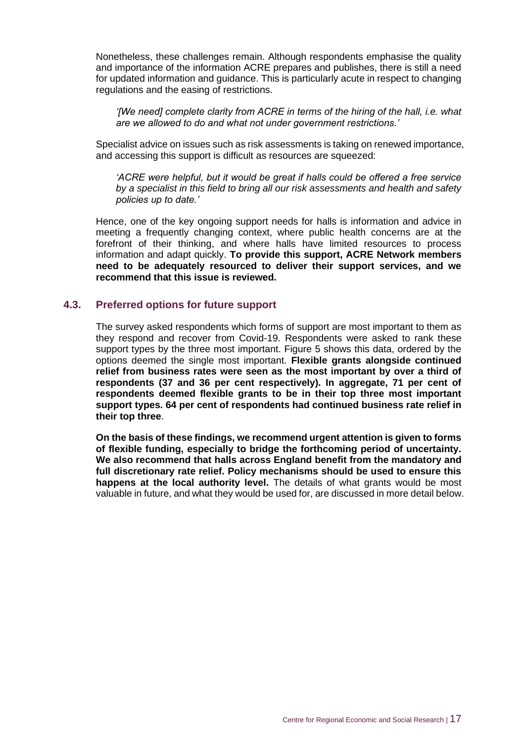Nonetheless, these challenges remain. Although respondents emphasise the quality and importance of the information ACRE prepares and publishes, there is still a need for updated information and guidance. This is particularly acute in respect to changing regulations and the easing of restrictions.

*'[We need] complete clarity from ACRE in terms of the hiring of the hall, i.e. what are we allowed to do and what not under government restrictions.'*

Specialist advice on issues such as risk assessments is taking on renewed importance, and accessing this support is difficult as resources are squeezed:

*'ACRE were helpful, but it would be great if halls could be offered a free service by a specialist in this field to bring all our risk assessments and health and safety policies up to date.'*

Hence, one of the key ongoing support needs for halls is information and advice in meeting a frequently changing context, where public health concerns are at the forefront of their thinking, and where halls have limited resources to process information and adapt quickly. **To provide this support, ACRE Network members need to be adequately resourced to deliver their support services, and we recommend that this issue is reviewed.**

### 4.3. Preferred options for future support

The survey asked respondents which forms of support are most important to them as they respond and recover from Covid-19. Respondents were asked to rank these support types by the three most important. Figure 5 shows this data, ordered by the options deemed the single most important. **Flexible grants alongside continued relief from business rates were seen as the most important by over a third of respondents (37 and 36 per cent respectively). In aggregate, 71 per cent of respondents deemed flexible grants to be in their top three most important support types. 64 per cent of respondents had continued business rate relief in their top three**.

**On the basis of these findings, we recommend urgent attention is given to forms of flexible funding, especially to bridge the forthcoming period of uncertainty. We also recommend that halls across England benefit from the mandatory and full discretionary rate relief. Policy mechanisms should be used to ensure this happens at the local authority level.** The details of what grants would be most valuable in future, and what they would be used for, are discussed in more detail below.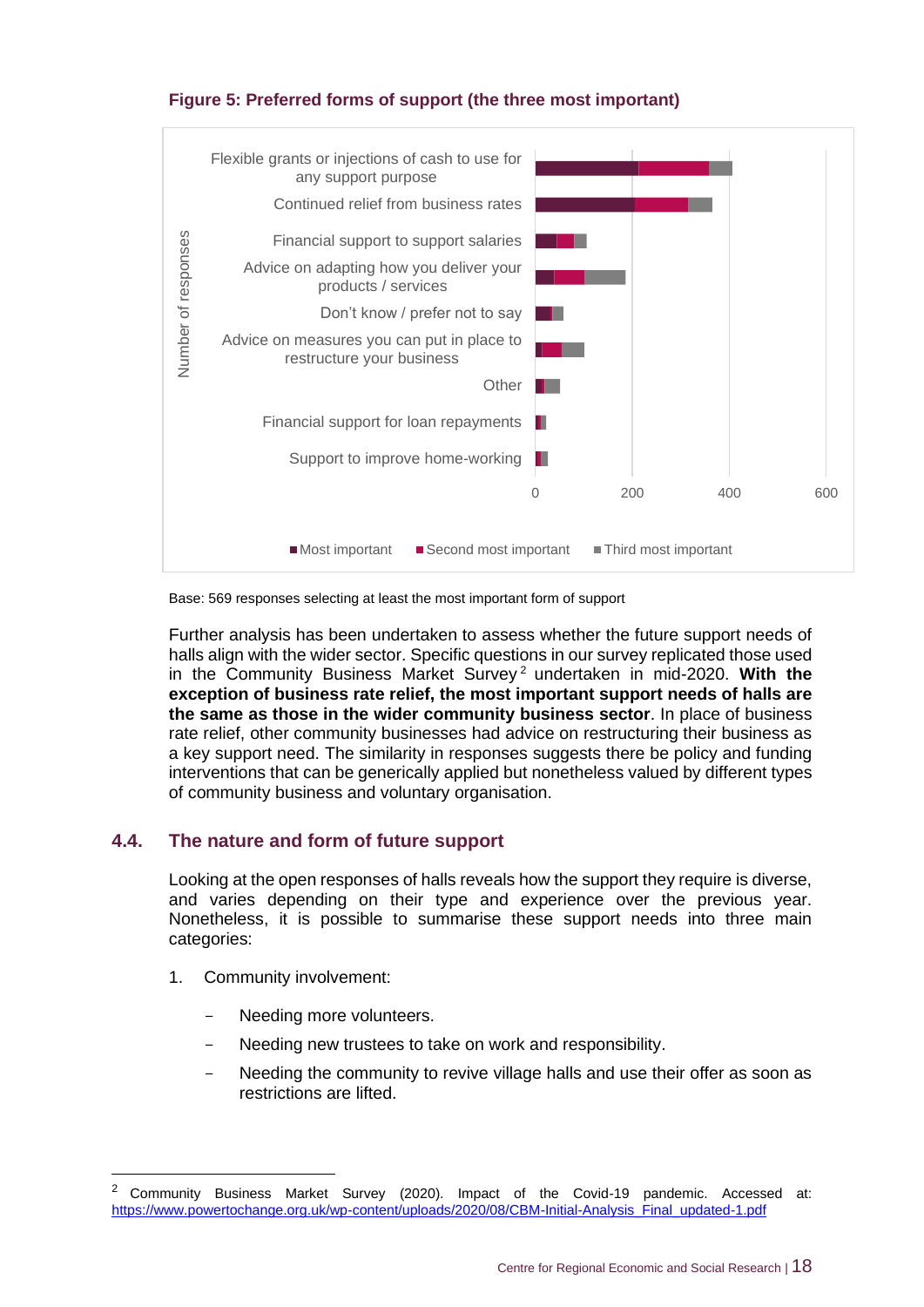**Figure 5: Preferred forms of support (the three most important)**

Base: 569 responses selecting at least the most important form of support

Further analysis has been undertaken to assess whether the future support needs of halls align with the wider sector. Specific questions in our survey replicated those used in the Community Business Market Survey[2] undertaken in mid-2020. **With the exception of business rate relief, the most important support needs of halls are the same as those in the wider community business sector**. In place of business rate relief, other community businesses had advice on restructuring their business as a key support need. The similarity in responses suggests there be policy and funding interventions that can be generically applied but nonetheless valued by different types of community business and voluntary organisation.

## 4.4. The nature and form of future support

Looking at the open responses of halls reveals how the support they require is diverse, and varies depending on their type and experience over the previous year. Nonetheless, it is possible to summarise these support needs into three main categories:

1. Community involvement:
   - Needing more volunteers.
   - Needing new trustees to take on work and responsibility.
   - Needing the community to revive village halls and use their offer as soon as restrictions are lifted.

---

[2] Community Business Market Survey (2020). Impact of the Covid-19 pandemic. Accessed at: https://www.powertochange.org.uk/wp-content/uploads/2020/08/CBM-Initial-Analysis_Final_updated-1.pdf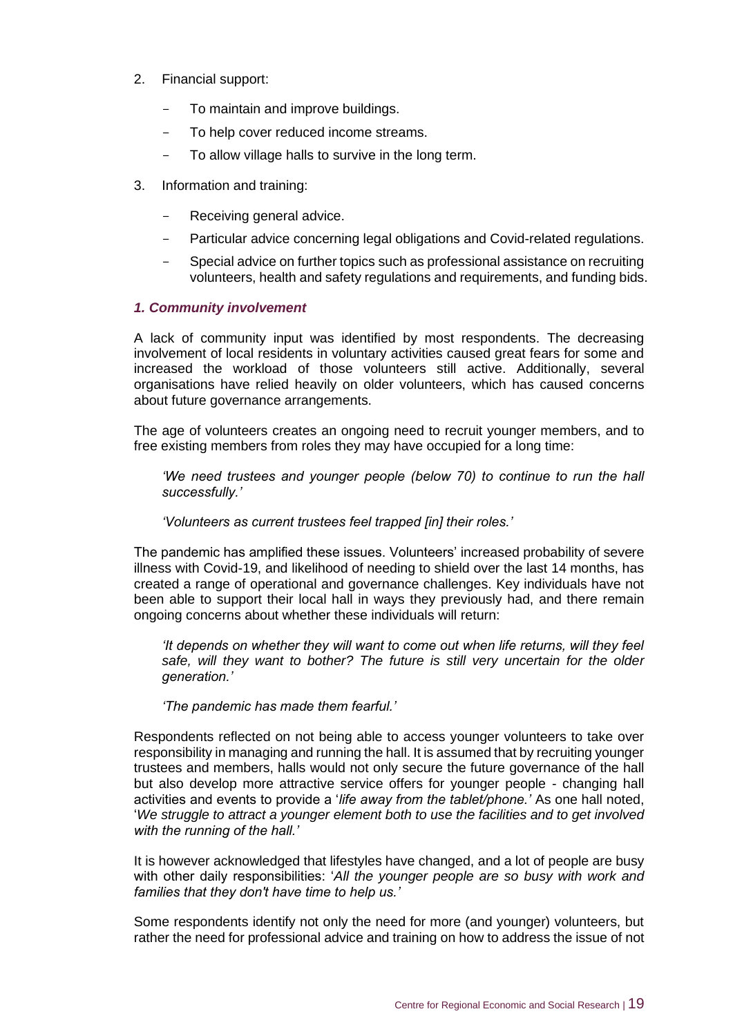2. Financial support:

   - To maintain and improve buildings.
   - To help cover reduced income streams.
   - To allow village halls to survive in the long term.

3. Information and training:

   - Receiving general advice.
   - Particular advice concerning legal obligations and Covid-related regulations.
   - Special advice on further topics such as professional assistance on recruiting volunteers, health and safety regulations and requirements, and funding bids.

### *1. Community involvement*

A lack of community input was identified by most respondents. The decreasing involvement of local residents in voluntary activities caused great fears for some and increased the workload of those volunteers still active. Additionally, several organisations have relied heavily on older volunteers, which has caused concerns about future governance arrangements.

The age of volunteers creates an ongoing need to recruit younger members, and to free existing members from roles they may have occupied for a long time:

> *'We need trustees and younger people (below 70) to continue to run the hall successfully.'*
>
> *'Volunteers as current trustees feel trapped [in] their roles.'*

The pandemic has amplified these issues. Volunteers' increased probability of severe illness with Covid-19, and likelihood of needing to shield over the last 14 months, has created a range of operational and governance challenges. Key individuals have not been able to support their local hall in ways they previously had, and there remain ongoing concerns about whether these individuals will return:

> *'It depends on whether they will want to come out when life returns, will they feel safe, will they want to bother? The future is still very uncertain for the older generation.'*
>
> *'The pandemic has made them fearful.'*

Respondents reflected on not being able to access younger volunteers to take over responsibility in managing and running the hall. It is assumed that by recruiting younger trustees and members, halls would not only secure the future governance of the hall but also develop more attractive service offers for younger people - changing hall activities and events to provide a '*life away from the tablet/phone.*' As one hall noted, '*We struggle to attract a younger element both to use the facilities and to get involved with the running of the hall.*'

It is however acknowledged that lifestyles have changed, and a lot of people are busy with other daily responsibilities: '*All the younger people are so busy with work and families that they don't have time to help us.*'

Some respondents identify not only the need for more (and younger) volunteers, but rather the need for professional advice and training on how to address the issue of not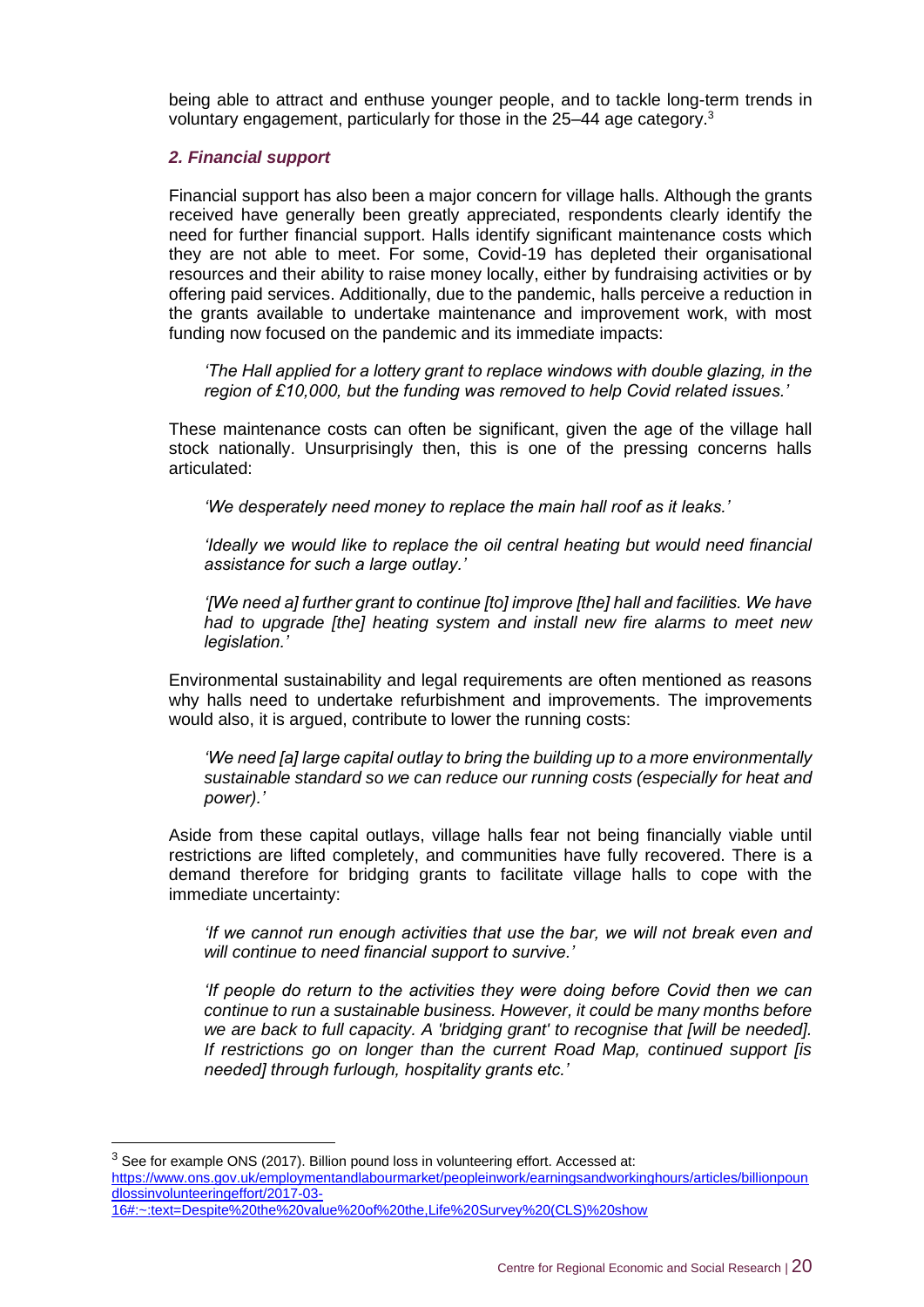being able to attract and enthuse younger people, and to tackle long-term trends in voluntary engagement, particularly for those in the 25–44 age category.[3]

### *2. Financial support*

Financial support has also been a major concern for village halls. Although the grants received have generally been greatly appreciated, respondents clearly identify the need for further financial support. Halls identify significant maintenance costs which they are not able to meet. For some, Covid-19 has depleted their organisational resources and their ability to raise money locally, either by fundraising activities or by offering paid services. Additionally, due to the pandemic, halls perceive a reduction in the grants available to undertake maintenance and improvement work, with most funding now focused on the pandemic and its immediate impacts:

> *'The Hall applied for a lottery grant to replace windows with double glazing, in the region of £10,000, but the funding was removed to help Covid related issues.'*

These maintenance costs can often be significant, given the age of the village hall stock nationally. Unsurprisingly then, this is one of the pressing concerns halls articulated:

> *'We desperately need money to replace the main hall roof as it leaks.'*

> *'Ideally we would like to replace the oil central heating but would need financial assistance for such a large outlay.'*

> *'[We need a] further grant to continue [to] improve [the] hall and facilities. We have had to upgrade [the] heating system and install new fire alarms to meet new legislation.'*

Environmental sustainability and legal requirements are often mentioned as reasons why halls need to undertake refurbishment and improvements. The improvements would also, it is argued, contribute to lower the running costs:

> *'We need [a] large capital outlay to bring the building up to a more environmentally sustainable standard so we can reduce our running costs (especially for heat and power).'*

Aside from these capital outlays, village halls fear not being financially viable until restrictions are lifted completely, and communities have fully recovered. There is a demand therefore for bridging grants to facilitate village halls to cope with the immediate uncertainty:

> *'If we cannot run enough activities that use the bar, we will not break even and will continue to need financial support to survive.'*

> *'If people do return to the activities they were doing before Covid then we can continue to run a sustainable business. However, it could be many months before we are back to full capacity. A 'bridging grant' to recognise that [will be needed]. If restrictions go on longer than the current Road Map, continued support [is needed] through furlough, hospitality grants etc.'*

---

[3] See for example ONS (2017). Billion pound loss in volunteering effort. Accessed at: https://www.ons.gov.uk/employmentandlabourmarket/peopleinwork/earningsandworkinghours/articles/billionpoundlossinvolunteeringeffort/2017-03-16#:~:text=Despite%20the%20value%20of%20the,Life%20Survey%20(CLS)%20show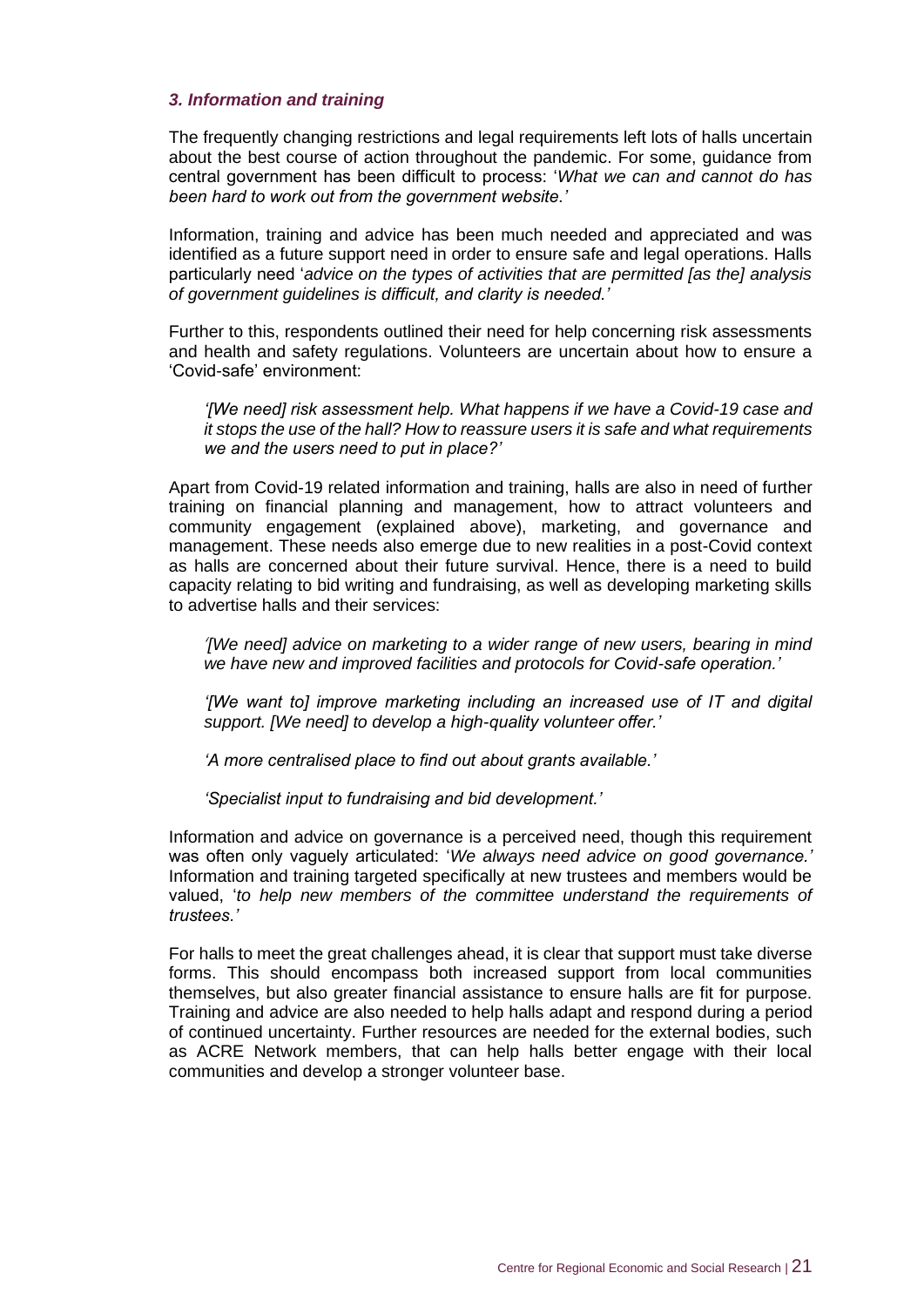### *3. Information and training*

The frequently changing restrictions and legal requirements left lots of halls uncertain about the best course of action throughout the pandemic. For some, guidance from central government has been difficult to process: '*What we can and cannot do has been hard to work out from the government website.'*

Information, training and advice has been much needed and appreciated and was identified as a future support need in order to ensure safe and legal operations. Halls particularly need '*advice on the types of activities that are permitted [as the] analysis of government guidelines is difficult, and clarity is needed.'*

Further to this, respondents outlined their need for help concerning risk assessments and health and safety regulations. Volunteers are uncertain about how to ensure a 'Covid-safe' environment:

> *'[We need] risk assessment help. What happens if we have a Covid-19 case and it stops the use of the hall? How to reassure users it is safe and what requirements we and the users need to put in place?'*

Apart from Covid-19 related information and training, halls are also in need of further training on financial planning and management, how to attract volunteers and community engagement (explained above), marketing, and governance and management. These needs also emerge due to new realities in a post-Covid context as halls are concerned about their future survival. Hence, there is a need to build capacity relating to bid writing and fundraising, as well as developing marketing skills to advertise halls and their services:

> *'[We need] advice on marketing to a wider range of new users, bearing in mind we have new and improved facilities and protocols for Covid-safe operation.'*
>
> *'[We want to] improve marketing including an increased use of IT and digital support. [We need] to develop a high-quality volunteer offer.'*
>
> *'A more centralised place to find out about grants available.'*
>
> *'Specialist input to fundraising and bid development.'*

Information and advice on governance is a perceived need, though this requirement was often only vaguely articulated: '*We always need advice on good governance.'* Information and training targeted specifically at new trustees and members would be valued, '*to help new members of the committee understand the requirements of trustees.'*

For halls to meet the great challenges ahead, it is clear that support must take diverse forms. This should encompass both increased support from local communities themselves, but also greater financial assistance to ensure halls are fit for purpose. Training and advice are also needed to help halls adapt and respond during a period of continued uncertainty. Further resources are needed for the external bodies, such as ACRE Network members, that can help halls better engage with their local communities and develop a stronger volunteer base.